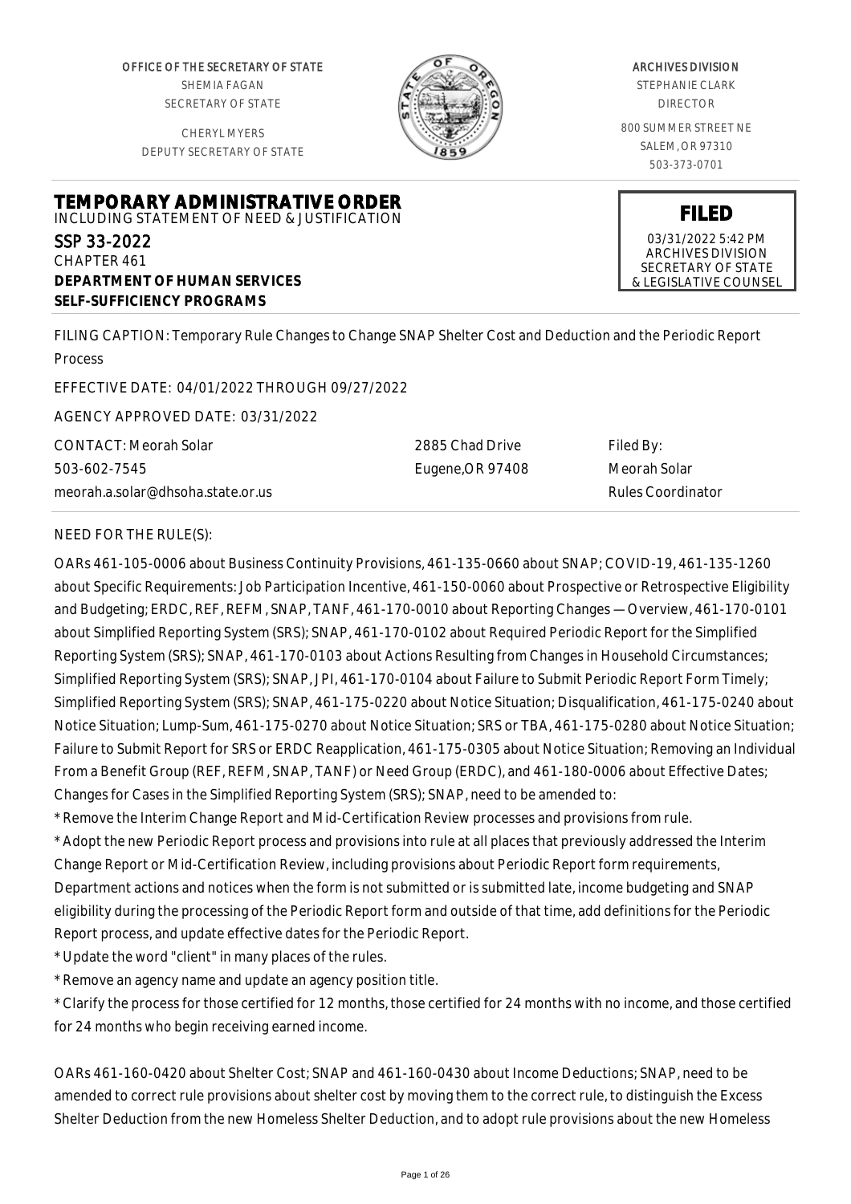OFFICE OF THE SECRETARY OF STATE
SHEMIA FAGAN
SECRETARY OF STATE

CHERYL MYERS
DEPUTY SECRETARY OF STATE

ARCHIVES DIVISION
STEPHANIE CLARK
DIRECTOR

800 SUMMER STREET NE
SALEM, OR 97310
503-373-0701

**FILED**
03/31/2022 5:42 PM
ARCHIVES DIVISION
SECRETARY OF STATE
& LEGISLATIVE COUNSEL

# TEMPORARY ADMINISTRATIVE ORDER
INCLUDING STATEMENT OF NEED & JUSTIFICATION

SSP 33-2022
CHAPTER 461
**DEPARTMENT OF HUMAN SERVICES**
**SELF-SUFFICIENCY PROGRAMS**

FILING CAPTION: Temporary Rule Changes to Change SNAP Shelter Cost and Deduction and the Periodic Report Process

EFFECTIVE DATE: 04/01/2022 THROUGH 09/27/2022

AGENCY APPROVED DATE: 03/31/2022

CONTACT: Meorah Solar
503-602-7545
meorah.a.solar@dhsoha.state.or.us

2885 Chad Drive
Eugene,OR 97408

Filed By:
Meorah Solar
Rules Coordinator

NEED FOR THE RULE(S):

OARs 461-105-0006 about Business Continuity Provisions, 461-135-0660 about SNAP; COVID-19, 461-135-1260 about Specific Requirements: Job Participation Incentive, 461-150-0060 about Prospective or Retrospective Eligibility and Budgeting; ERDC, REF, REFM, SNAP, TANF, 461-170-0010 about Reporting Changes — Overview, 461-170-0101 about Simplified Reporting System (SRS); SNAP, 461-170-0102 about Required Periodic Report for the Simplified Reporting System (SRS); SNAP, 461-170-0103 about Actions Resulting from Changes in Household Circumstances; Simplified Reporting System (SRS); SNAP, JPI, 461-170-0104 about Failure to Submit Periodic Report Form Timely; Simplified Reporting System (SRS); SNAP, 461-175-0220 about Notice Situation; Disqualification, 461-175-0240 about Notice Situation; Lump-Sum, 461-175-0270 about Notice Situation; SRS or TBA, 461-175-0280 about Notice Situation; Failure to Submit Report for SRS or ERDC Reapplication, 461-175-0305 about Notice Situation; Removing an Individual From a Benefit Group (REF, REFM, SNAP, TANF) or Need Group (ERDC), and 461-180-0006 about Effective Dates; Changes for Cases in the Simplified Reporting System (SRS); SNAP, need to be amended to:

* Remove the Interim Change Report and Mid-Certification Review processes and provisions from rule.
* Adopt the new Periodic Report process and provisions into rule at all places that previously addressed the Interim Change Report or Mid-Certification Review, including provisions about Periodic Report form requirements, Department actions and notices when the form is not submitted or is submitted late, income budgeting and SNAP eligibility during the processing of the Periodic Report form and outside of that time, add definitions for the Periodic Report process, and update effective dates for the Periodic Report.
* Update the word "client" in many places of the rules.
* Remove an agency name and update an agency position title.
* Clarify the process for those certified for 12 months, those certified for 24 months with no income, and those certified for 24 months who begin receiving earned income.

OARs 461-160-0420 about Shelter Cost; SNAP and 461-160-0430 about Income Deductions; SNAP, need to be amended to correct rule provisions about shelter cost by moving them to the correct rule, to distinguish the Excess Shelter Deduction from the new Homeless Shelter Deduction, and to adopt rule provisions about the new Homeless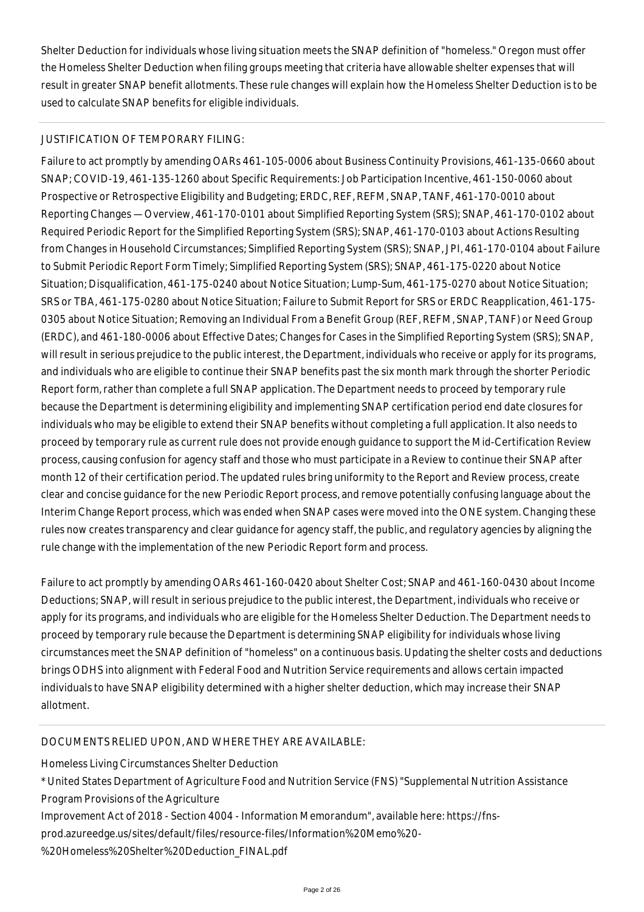Shelter Deduction for individuals whose living situation meets the SNAP definition of "homeless." Oregon must offer the Homeless Shelter Deduction when filing groups meeting that criteria have allowable shelter expenses that will result in greater SNAP benefit allotments. These rule changes will explain how the Homeless Shelter Deduction is to be used to calculate SNAP benefits for eligible individuals.

JUSTIFICATION OF TEMPORARY FILING:

Failure to act promptly by amending OARs 461-105-0006 about Business Continuity Provisions, 461-135-0660 about SNAP; COVID-19, 461-135-1260 about Specific Requirements: Job Participation Incentive, 461-150-0060 about Prospective or Retrospective Eligibility and Budgeting; ERDC, REF, REFM, SNAP, TANF, 461-170-0010 about Reporting Changes — Overview, 461-170-0101 about Simplified Reporting System (SRS); SNAP, 461-170-0102 about Required Periodic Report for the Simplified Reporting System (SRS); SNAP, 461-170-0103 about Actions Resulting from Changes in Household Circumstances; Simplified Reporting System (SRS); SNAP, JPI, 461-170-0104 about Failure to Submit Periodic Report Form Timely; Simplified Reporting System (SRS); SNAP, 461-175-0220 about Notice Situation; Disqualification, 461-175-0240 about Notice Situation; Lump-Sum, 461-175-0270 about Notice Situation; SRS or TBA, 461-175-0280 about Notice Situation; Failure to Submit Report for SRS or ERDC Reapplication, 461-175-0305 about Notice Situation; Removing an Individual From a Benefit Group (REF, REFM, SNAP, TANF) or Need Group (ERDC), and 461-180-0006 about Effective Dates; Changes for Cases in the Simplified Reporting System (SRS); SNAP, will result in serious prejudice to the public interest, the Department, individuals who receive or apply for its programs, and individuals who are eligible to continue their SNAP benefits past the six month mark through the shorter Periodic Report form, rather than complete a full SNAP application. The Department needs to proceed by temporary rule because the Department is determining eligibility and implementing SNAP certification period end date closures for individuals who may be eligible to extend their SNAP benefits without completing a full application. It also needs to proceed by temporary rule as current rule does not provide enough guidance to support the Mid-Certification Review process, causing confusion for agency staff and those who must participate in a Review to continue their SNAP after month 12 of their certification period. The updated rules bring uniformity to the Report and Review process, create clear and concise guidance for the new Periodic Report process, and remove potentially confusing language about the Interim Change Report process, which was ended when SNAP cases were moved into the ONE system. Changing these rules now creates transparency and clear guidance for agency staff, the public, and regulatory agencies by aligning the rule change with the implementation of the new Periodic Report form and process.

Failure to act promptly by amending OARs 461-160-0420 about Shelter Cost; SNAP and 461-160-0430 about Income Deductions; SNAP, will result in serious prejudice to the public interest, the Department, individuals who receive or apply for its programs, and individuals who are eligible for the Homeless Shelter Deduction. The Department needs to proceed by temporary rule because the Department is determining SNAP eligibility for individuals whose living circumstances meet the SNAP definition of "homeless" on a continuous basis. Updating the shelter costs and deductions brings ODHS into alignment with Federal Food and Nutrition Service requirements and allows certain impacted individuals to have SNAP eligibility determined with a higher shelter deduction, which may increase their SNAP allotment.

DOCUMENTS RELIED UPON, AND WHERE THEY ARE AVAILABLE:

Homeless Living Circumstances Shelter Deduction

* United States Department of Agriculture Food and Nutrition Service (FNS) "Supplemental Nutrition Assistance Program Provisions of the Agriculture Improvement Act of 2018 - Section 4004 - Information Memorandum", available here: https://fns-prod.azureedge.us/sites/default/files/resource-files/Information%20Memo%20-%20Homeless%20Shelter%20Deduction_FINAL.pdf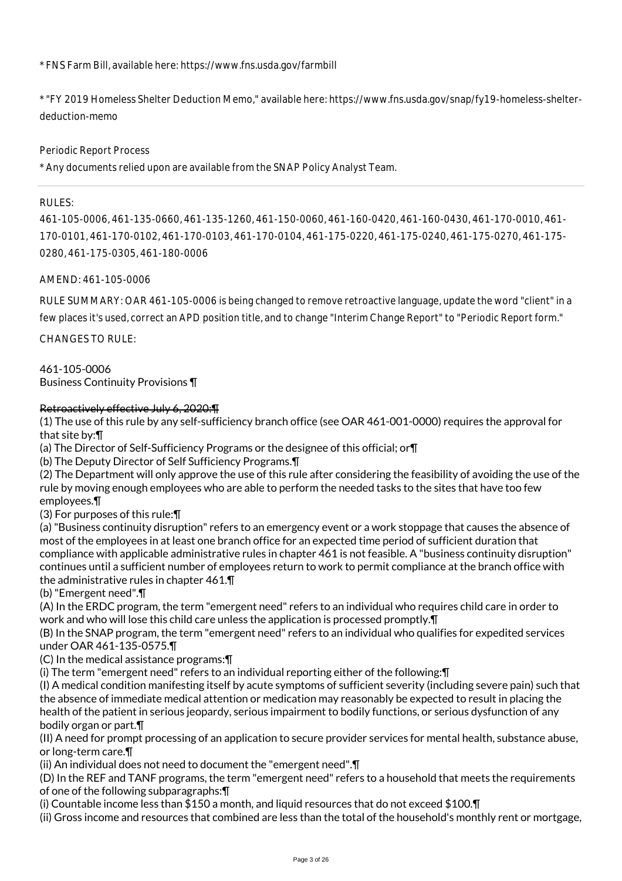* FNS Farm Bill, available here: https://www.fns.usda.gov/farmbill

* "FY 2019 Homeless Shelter Deduction Memo," available here: https://www.fns.usda.gov/snap/fy19-homeless-shelter-deduction-memo

Periodic Report Process

* Any documents relied upon are available from the SNAP Policy Analyst Team.

---

RULES:

461-105-0006, 461-135-0660, 461-135-1260, 461-150-0060, 461-160-0420, 461-160-0430, 461-170-0010, 461-170-0101, 461-170-0102, 461-170-0103, 461-170-0104, 461-175-0220, 461-175-0240, 461-175-0270, 461-175-0280, 461-175-0305, 461-180-0006

AMEND: 461-105-0006

RULE SUMMARY: OAR 461-105-0006 is being changed to remove retroactive language, update the word "client" in a few places it's used, correct an APD position title, and to change "Interim Change Report" to "Periodic Report form."

CHANGES TO RULE:

461-105-0006
Business Continuity Provisions ¶

~~Retroactively effective July 6, 2020:¶~~
(1) The use of this rule by any self-sufficiency branch office (see OAR 461-001-0000) requires the approval for that site by:¶
(a) The Director of Self-Sufficiency Programs or the designee of this official; or¶
(b) The Deputy Director of Self Sufficiency Programs.¶
(2) The Department will only approve the use of this rule after considering the feasibility of avoiding the use of the rule by moving enough employees who are able to perform the needed tasks to the sites that have too few employees.¶
(3) For purposes of this rule:¶
(a) "Business continuity disruption" refers to an emergency event or a work stoppage that causes the absence of most of the employees in at least one branch office for an expected time period of sufficient duration that compliance with applicable administrative rules in chapter 461 is not feasible. A "business continuity disruption" continues until a sufficient number of employees return to work to permit compliance at the branch office with the administrative rules in chapter 461.¶
(b) "Emergent need".¶
(A) In the ERDC program, the term "emergent need" refers to an individual who requires child care in order to work and who will lose this child care unless the application is processed promptly.¶
(B) In the SNAP program, the term "emergent need" refers to an individual who qualifies for expedited services under OAR 461-135-0575.¶
(C) In the medical assistance programs:¶
(i) The term "emergent need" refers to an individual reporting either of the following:¶
(I) A medical condition manifesting itself by acute symptoms of sufficient severity (including severe pain) such that the absence of immediate medical attention or medication may reasonably be expected to result in placing the health of the patient in serious jeopardy, serious impairment to bodily functions, or serious dysfunction of any bodily organ or part.¶
(II) A need for prompt processing of an application to secure provider services for mental health, substance abuse, or long-term care.¶
(ii) An individual does not need to document the "emergent need".¶
(D) In the REF and TANF programs, the term "emergent need" refers to a household that meets the requirements of one of the following subparagraphs:¶
(i) Countable income less than $150 a month, and liquid resources that do not exceed $100.¶
(ii) Gross income and resources that combined are less than the total of the household's monthly rent or mortgage,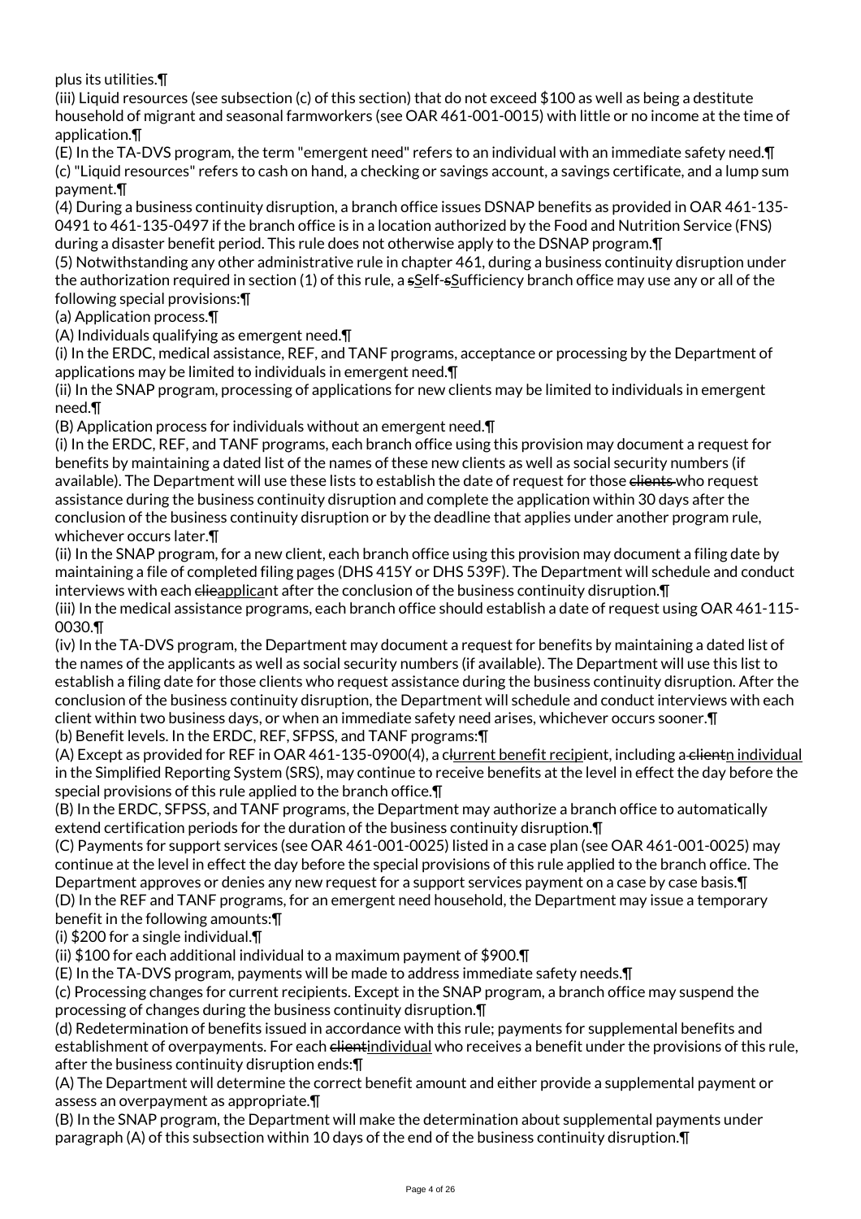plus its utilities.¶

(iii) Liquid resources (see subsection (c) of this section) that do not exceed $100 as well as being a destitute household of migrant and seasonal farmworkers (see OAR 461-001-0015) with little or no income at the time of application.¶

(E) In the TA-DVS program, the term "emergent need" refers to an individual with an immediate safety need.¶

(c) "Liquid resources" refers to cash on hand, a checking or savings account, a savings certificate, and a lump sum payment.¶

(4) During a business continuity disruption, a branch office issues DSNAP benefits as provided in OAR 461-135-0491 to 461-135-0497 if the branch office is in a location authorized by the Food and Nutrition Service (FNS) during a disaster benefit period. This rule does not otherwise apply to the DSNAP program.¶

(5) Notwithstanding any other administrative rule in chapter 461, during a business continuity disruption under the authorization required in section (1) of this rule, a ~~s~~Self-~~s~~Sufficiency branch office may use any or all of the following special provisions:¶

(a) Application process.¶

(A) Individuals qualifying as emergent need.¶

(i) In the ERDC, medical assistance, REF, and TANF programs, acceptance or processing by the Department of applications may be limited to individuals in emergent need.¶

(ii) In the SNAP program, processing of applications for new clients may be limited to individuals in emergent need.¶

(B) Application process for individuals without an emergent need.¶

(i) In the ERDC, REF, and TANF programs, each branch office using this provision may document a request for benefits by maintaining a dated list of the names of these new clients as well as social security numbers (if available). The Department will use these lists to establish the date of request for those ~~clients~~ who request assistance during the business continuity disruption and complete the application within 30 days after the conclusion of the business continuity disruption or by the deadline that applies under another program rule, whichever occurs later.¶

(ii) In the SNAP program, for a new client, each branch office using this provision may document a filing date by maintaining a file of completed filing pages (DHS 415Y or DHS 539F). The Department will schedule and conduct interviews with each ~~clie~~applicant after the conclusion of the business continuity disruption.¶

(iii) In the medical assistance programs, each branch office should establish a date of request using OAR 461-115-0030.¶

(iv) In the TA-DVS program, the Department may document a request for benefits by maintaining a dated list of the names of the applicants as well as social security numbers (if available). The Department will use this list to establish a filing date for those clients who request assistance during the business continuity disruption. After the conclusion of the business continuity disruption, the Department will schedule and conduct interviews with each client within two business days, or when an immediate safety need arises, whichever occurs sooner.¶

(b) Benefit levels. In the ERDC, REF, SFPSS, and TANF programs:¶

(A) Except as provided for REF in OAR 461-135-0900(4), a c~~l~~urrent benefit recipient, including a~~ client~~n individual in the Simplified Reporting System (SRS), may continue to receive benefits at the level in effect the day before the special provisions of this rule applied to the branch office.¶

(B) In the ERDC, SFPSS, and TANF programs, the Department may authorize a branch office to automatically extend certification periods for the duration of the business continuity disruption.¶

(C) Payments for support services (see OAR 461-001-0025) listed in a case plan (see OAR 461-001-0025) may continue at the level in effect the day before the special provisions of this rule applied to the branch office. The Department approves or denies any new request for a support services payment on a case by case basis.¶

(D) In the REF and TANF programs, for an emergent need household, the Department may issue a temporary benefit in the following amounts:¶

(i) $200 for a single individual.¶

(ii) $100 for each additional individual to a maximum payment of $900.¶

(E) In the TA-DVS program, payments will be made to address immediate safety needs.¶

(c) Processing changes for current recipients. Except in the SNAP program, a branch office may suspend the processing of changes during the business continuity disruption.¶

(d) Redetermination of benefits issued in accordance with this rule; payments for supplemental benefits and establishment of overpayments. For each ~~client~~individual who receives a benefit under the provisions of this rule, after the business continuity disruption ends:¶

(A) The Department will determine the correct benefit amount and either provide a supplemental payment or assess an overpayment as appropriate.¶

(B) In the SNAP program, the Department will make the determination about supplemental payments under paragraph (A) of this subsection within 10 days of the end of the business continuity disruption.¶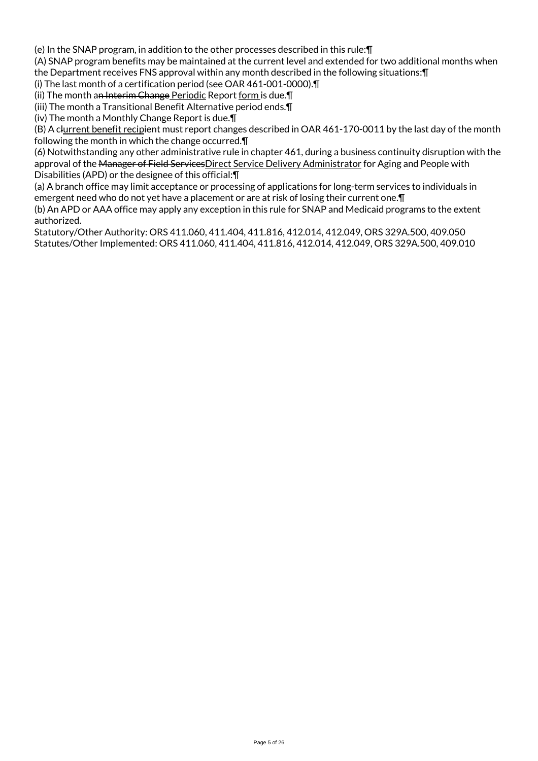(e) In the SNAP program, in addition to the other processes described in this rule:¶

(A) SNAP program benefits may be maintained at the current level and extended for two additional months when the Department receives FNS approval within any month described in the following situations:¶

(i) The last month of a certification period (see OAR 461-001-0000).¶

(ii) The month a~~n Interim Change~~ Periodic Report form is due.¶

(iii) The month a Transitional Benefit Alternative period ends.¶

(iv) The month a Monthly Change Report is due.¶

(B) A c~~l~~urrent benefit recipient must report changes described in OAR 461-170-0011 by the last day of the month following the month in which the change occurred.¶

(6) Notwithstanding any other administrative rule in chapter 461, during a business continuity disruption with the approval of the ~~Manager of Field Services~~Direct Service Delivery Administrator for Aging and People with Disabilities (APD) or the designee of this official:¶

(a) A branch office may limit acceptance or processing of applications for long-term services to individuals in emergent need who do not yet have a placement or are at risk of losing their current one.¶

(b) An APD or AAA office may apply any exception in this rule for SNAP and Medicaid programs to the extent authorized.

Statutory/Other Authority: ORS 411.060, 411.404, 411.816, 412.014, 412.049, ORS 329A.500, 409.050
Statutes/Other Implemented: ORS 411.060, 411.404, 411.816, 412.014, 412.049, ORS 329A.500, 409.010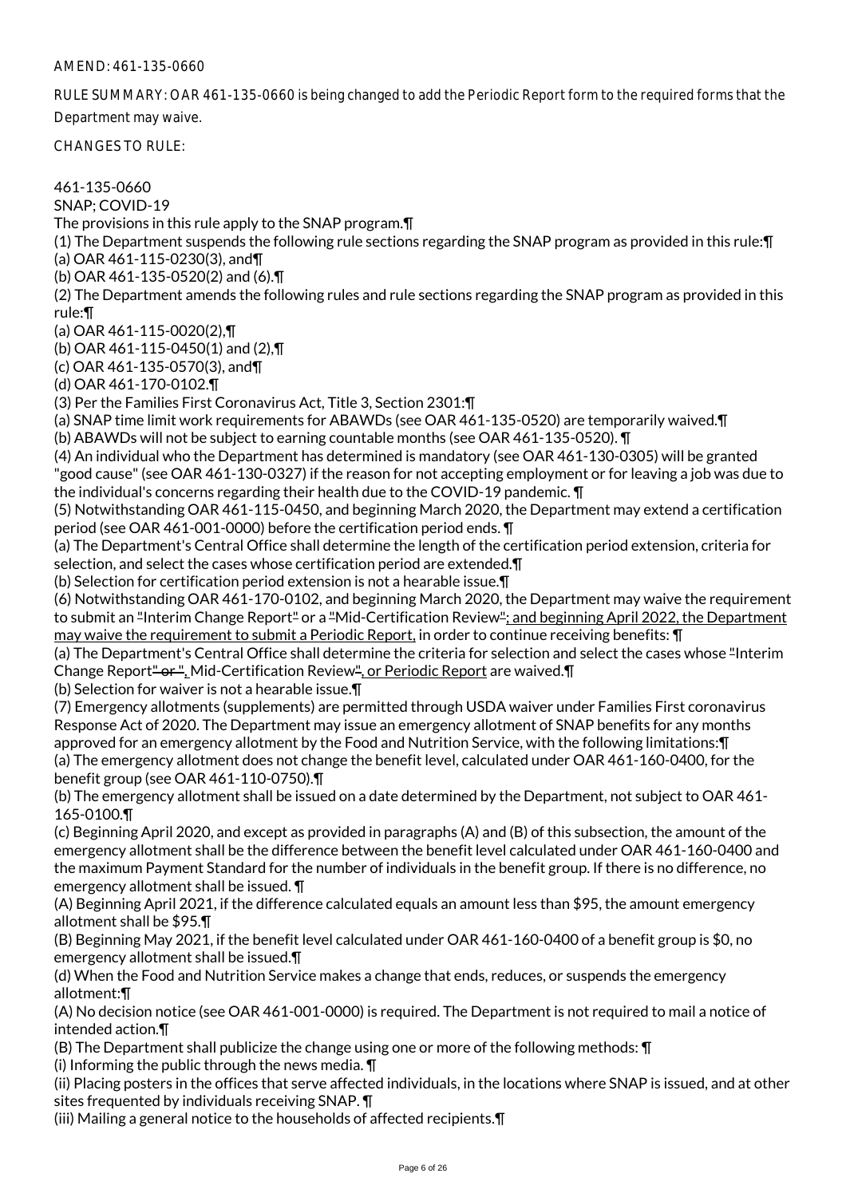AMEND: 461-135-0660

RULE SUMMARY: OAR 461-135-0660 is being changed to add the Periodic Report form to the required forms that the Department may waive.

CHANGES TO RULE:

461-135-0660
SNAP; COVID-19
The provisions in this rule apply to the SNAP program.¶
(1) The Department suspends the following rule sections regarding the SNAP program as provided in this rule:¶
(a) OAR 461-115-0230(3), and¶
(b) OAR 461-135-0520(2) and (6).¶
(2) The Department amends the following rules and rule sections regarding the SNAP program as provided in this rule:¶
(a) OAR 461-115-0020(2),¶
(b) OAR 461-115-0450(1) and (2),¶
(c) OAR 461-135-0570(3), and¶
(d) OAR 461-170-0102.¶
(3) Per the Families First Coronavirus Act, Title 3, Section 2301:¶
(a) SNAP time limit work requirements for ABAWDs (see OAR 461-135-0520) are temporarily waived.¶
(b) ABAWDs will not be subject to earning countable months (see OAR 461-135-0520). ¶
(4) An individual who the Department has determined is mandatory (see OAR 461-130-0305) will be granted "good cause" (see OAR 461-130-0327) if the reason for not accepting employment or for leaving a job was due to the individual's concerns regarding their health due to the COVID-19 pandemic. ¶
(5) Notwithstanding OAR 461-115-0450, and beginning March 2020, the Department may extend a certification period (see OAR 461-001-0000) before the certification period ends. ¶
(a) The Department's Central Office shall determine the length of the certification period extension, criteria for selection, and select the cases whose certification period are extended.¶
(b) Selection for certification period extension is not a hearable issue.¶
(6) Notwithstanding OAR 461-170-0102, and beginning March 2020, the Department may waive the requirement to submit an "Interim Change Report" or a "Mid-Certification Review"; and beginning April 2022, the Department may waive the requirement to submit a Periodic Report, in order to continue receiving benefits: ¶
(a) The Department's Central Office shall determine the criteria for selection and select the cases whose "Interim Change Report" or ", Mid-Certification Review", or Periodic Report are waived.¶
(b) Selection for waiver is not a hearable issue.¶
(7) Emergency allotments (supplements) are permitted through USDA waiver under Families First coronavirus Response Act of 2020. The Department may issue an emergency allotment of SNAP benefits for any months approved for an emergency allotment by the Food and Nutrition Service, with the following limitations:¶
(a) The emergency allotment does not change the benefit level, calculated under OAR 461-160-0400, for the benefit group (see OAR 461-110-0750).¶
(b) The emergency allotment shall be issued on a date determined by the Department, not subject to OAR 461-165-0100.¶
(c) Beginning April 2020, and except as provided in paragraphs (A) and (B) of this subsection, the amount of the emergency allotment shall be the difference between the benefit level calculated under OAR 461-160-0400 and the maximum Payment Standard for the number of individuals in the benefit group. If there is no difference, no emergency allotment shall be issued. ¶
(A) Beginning April 2021, if the difference calculated equals an amount less than $95, the amount emergency allotment shall be $95.¶
(B) Beginning May 2021, if the benefit level calculated under OAR 461-160-0400 of a benefit group is $0, no emergency allotment shall be issued.¶
(d) When the Food and Nutrition Service makes a change that ends, reduces, or suspends the emergency allotment:¶
(A) No decision notice (see OAR 461-001-0000) is required. The Department is not required to mail a notice of intended action.¶
(B) The Department shall publicize the change using one or more of the following methods: ¶
(i) Informing the public through the news media. ¶
(ii) Placing posters in the offices that serve affected individuals, in the locations where SNAP is issued, and at other sites frequented by individuals receiving SNAP. ¶
(iii) Mailing a general notice to the households of affected recipients.¶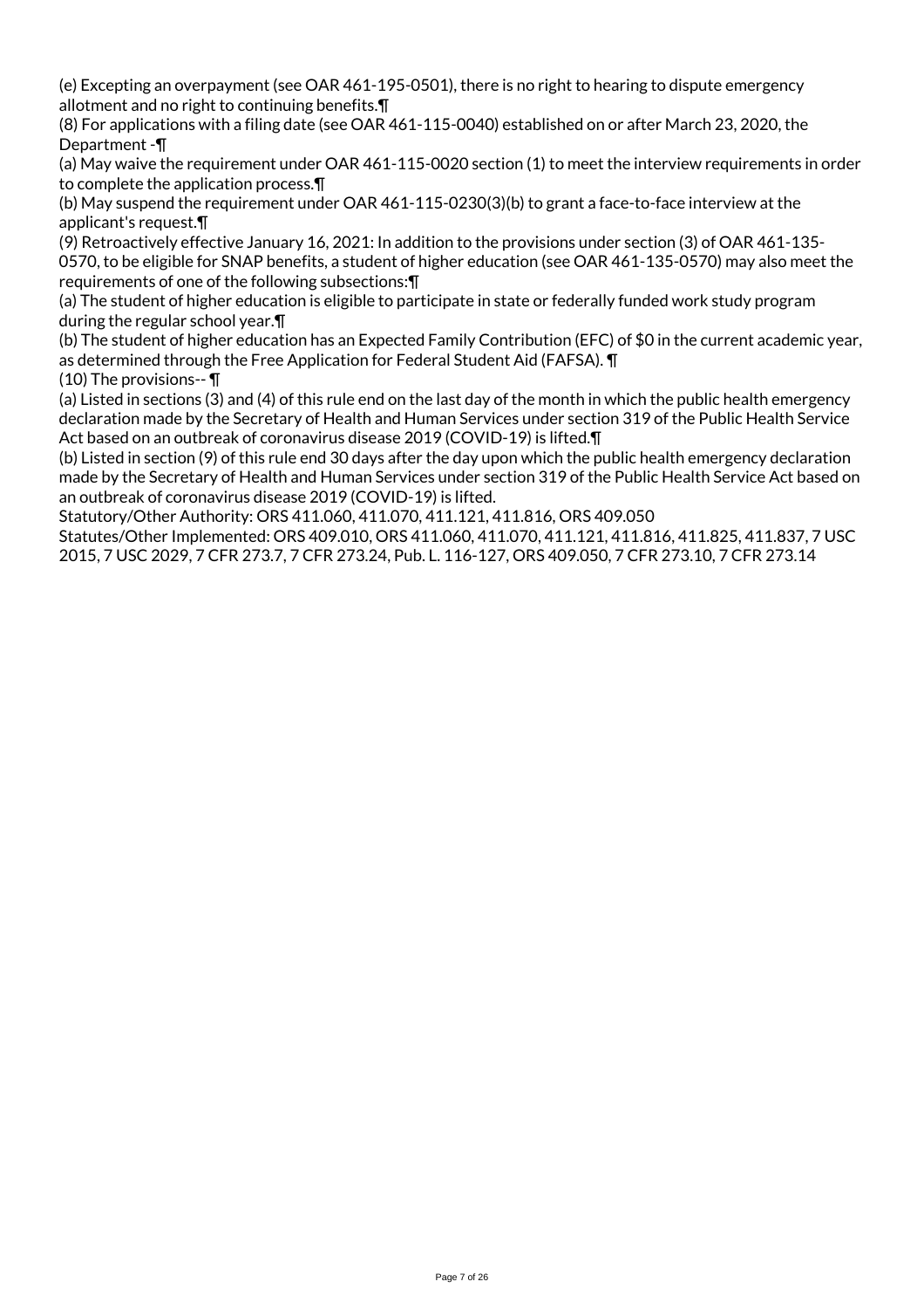(e) Excepting an overpayment (see OAR 461-195-0501), there is no right to hearing to dispute emergency allotment and no right to continuing benefits.¶

(8) For applications with a filing date (see OAR 461-115-0040) established on or after March 23, 2020, the Department -¶

(a) May waive the requirement under OAR 461-115-0020 section (1) to meet the interview requirements in order to complete the application process.¶

(b) May suspend the requirement under OAR 461-115-0230(3)(b) to grant a face-to-face interview at the applicant's request.¶

(9) Retroactively effective January 16, 2021: In addition to the provisions under section (3) of OAR 461-135-0570, to be eligible for SNAP benefits, a student of higher education (see OAR 461-135-0570) may also meet the requirements of one of the following subsections:¶

(a) The student of higher education is eligible to participate in state or federally funded work study program during the regular school year.¶

(b) The student of higher education has an Expected Family Contribution (EFC) of $0 in the current academic year, as determined through the Free Application for Federal Student Aid (FAFSA). ¶

(10) The provisions-- ¶

(a) Listed in sections (3) and (4) of this rule end on the last day of the month in which the public health emergency declaration made by the Secretary of Health and Human Services under section 319 of the Public Health Service Act based on an outbreak of coronavirus disease 2019 (COVID-19) is lifted.¶

(b) Listed in section (9) of this rule end 30 days after the day upon which the public health emergency declaration made by the Secretary of Health and Human Services under section 319 of the Public Health Service Act based on an outbreak of coronavirus disease 2019 (COVID-19) is lifted.

Statutory/Other Authority: ORS 411.060, 411.070, 411.121, 411.816, ORS 409.050

Statutes/Other Implemented: ORS 409.010, ORS 411.060, 411.070, 411.121, 411.816, 411.825, 411.837, 7 USC 2015, 7 USC 2029, 7 CFR 273.7, 7 CFR 273.24, Pub. L. 116-127, ORS 409.050, 7 CFR 273.10, 7 CFR 273.14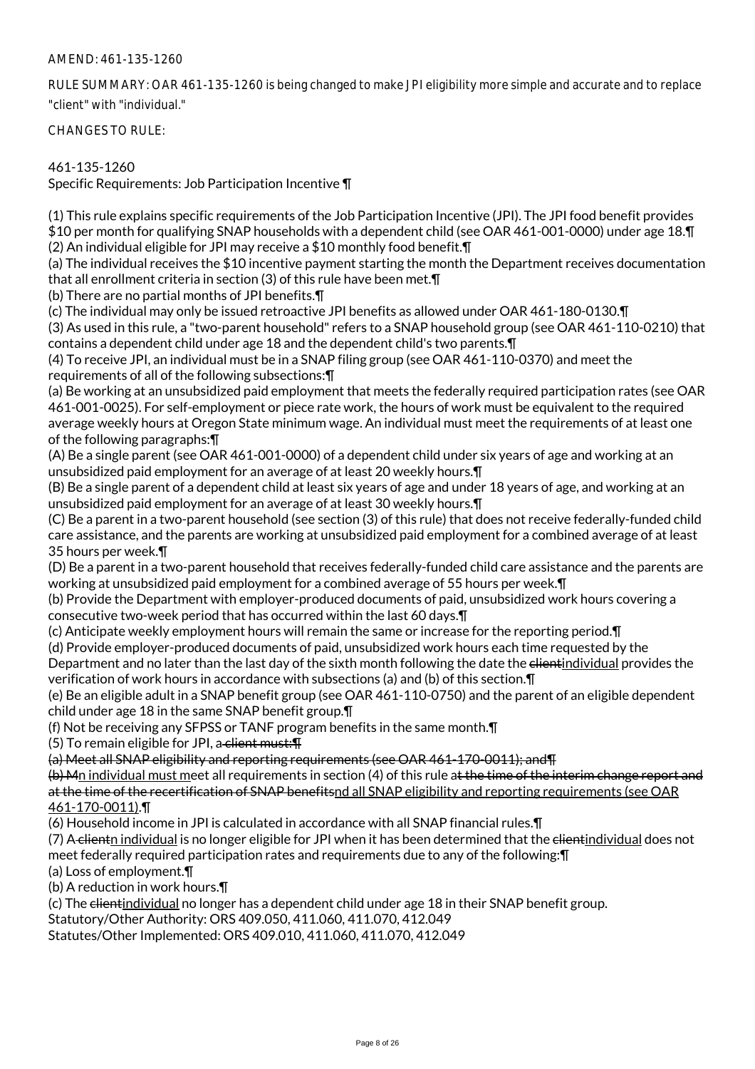AMEND: 461-135-1260

RULE SUMMARY: OAR 461-135-1260 is being changed to make JPI eligibility more simple and accurate and to replace "client" with "individual."

CHANGES TO RULE:

461-135-1260
Specific Requirements: Job Participation Incentive ¶

(1) This rule explains specific requirements of the Job Participation Incentive (JPI). The JPI food benefit provides $10 per month for qualifying SNAP households with a dependent child (see OAR 461-001-0000) under age 18.¶
(2) An individual eligible for JPI may receive a $10 monthly food benefit.¶
(a) The individual receives the $10 incentive payment starting the month the Department receives documentation that all enrollment criteria in section (3) of this rule have been met.¶
(b) There are no partial months of JPI benefits.¶
(c) The individual may only be issued retroactive JPI benefits as allowed under OAR 461-180-0130.¶
(3) As used in this rule, a "two-parent household" refers to a SNAP household group (see OAR 461-110-0210) that contains a dependent child under age 18 and the dependent child's two parents.¶
(4) To receive JPI, an individual must be in a SNAP filing group (see OAR 461-110-0370) and meet the requirements of all of the following subsections:¶
(a) Be working at an unsubsidized paid employment that meets the federally required participation rates (see OAR 461-001-0025). For self-employment or piece rate work, the hours of work must be equivalent to the required average weekly hours at Oregon State minimum wage. An individual must meet the requirements of at least one of the following paragraphs:¶
(A) Be a single parent (see OAR 461-001-0000) of a dependent child under six years of age and working at an unsubsidized paid employment for an average of at least 20 weekly hours.¶
(B) Be a single parent of a dependent child at least six years of age and under 18 years of age, and working at an unsubsidized paid employment for an average of at least 30 weekly hours.¶
(C) Be a parent in a two-parent household (see section (3) of this rule) that does not receive federally-funded child care assistance, and the parents are working at unsubsidized paid employment for a combined average of at least 35 hours per week.¶
(D) Be a parent in a two-parent household that receives federally-funded child care assistance and the parents are working at unsubsidized paid employment for a combined average of 55 hours per week.¶
(b) Provide the Department with employer-produced documents of paid, unsubsidized work hours covering a consecutive two-week period that has occurred within the last 60 days.¶
(c) Anticipate weekly employment hours will remain the same or increase for the reporting period.¶
(d) Provide employer-produced documents of paid, unsubsidized work hours each time requested by the Department and no later than the last day of the sixth month following the date the ~~client~~individual provides the verification of work hours in accordance with subsections (a) and (b) of this section.¶
(e) Be an eligible adult in a SNAP benefit group (see OAR 461-110-0750) and the parent of an eligible dependent child under age 18 in the same SNAP benefit group.¶
(f) Not be receiving any SFPSS or TANF program benefits in the same month.¶
(5) To remain eligible for JPI, a~~ client must:¶~~
~~(a) Meet all SNAP eligibility and reporting requirements (see OAR 461-170-0011); and¶~~
~~(b) M~~n individual must meet all requirements in section (4) of this rule a~~t the time of the interim change report and at the time of the recertification of SNAP benefits~~nd all SNAP eligibility and reporting requirements (see OAR 461-170-0011).¶
(6) Household income in JPI is calculated in accordance with all SNAP financial rules.¶
(7) A~~ client~~n individual is no longer eligible for JPI when it has been determined that the ~~client~~individual does not meet federally required participation rates and requirements due to any of the following:¶
(a) Loss of employment.¶
(b) A reduction in work hours.¶
(c) The ~~client~~individual no longer has a dependent child under age 18 in their SNAP benefit group.
Statutory/Other Authority: ORS 409.050, 411.060, 411.070, 412.049
Statutes/Other Implemented: ORS 409.010, 411.060, 411.070, 412.049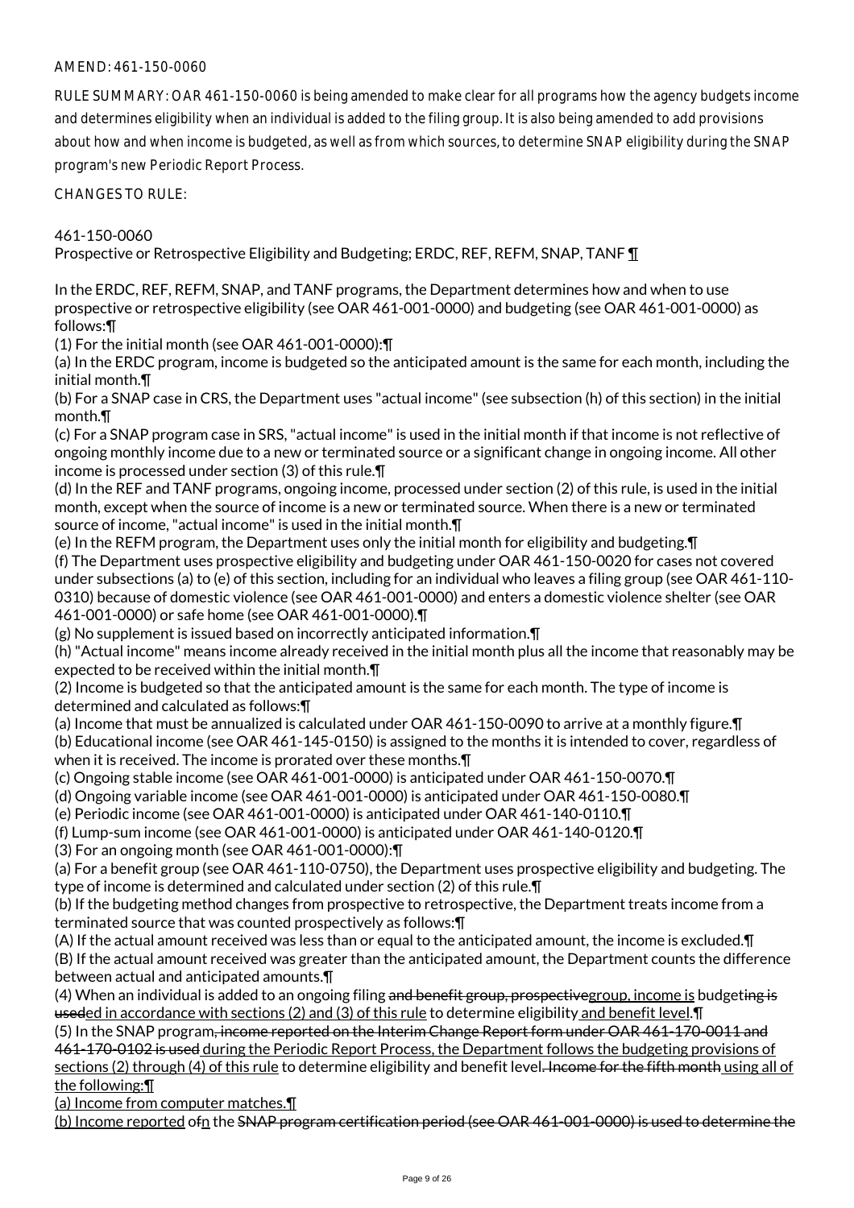AMEND: 461-150-0060

RULE SUMMARY: OAR 461-150-0060 is being amended to make clear for all programs how the agency budgets income and determines eligibility when an individual is added to the filing group. It is also being amended to add provisions about how and when income is budgeted, as well as from which sources, to determine SNAP eligibility during the SNAP program's new Periodic Report Process.

CHANGES TO RULE:

461-150-0060
Prospective or Retrospective Eligibility and Budgeting; ERDC, REF, REFM, SNAP, TANF ¶

In the ERDC, REF, REFM, SNAP, and TANF programs, the Department determines how and when to use prospective or retrospective eligibility (see OAR 461-001-0000) and budgeting (see OAR 461-001-0000) as follows:¶
(1) For the initial month (see OAR 461-001-0000):¶
(a) In the ERDC program, income is budgeted so the anticipated amount is the same for each month, including the initial month.¶
(b) For a SNAP case in CRS, the Department uses "actual income" (see subsection (h) of this section) in the initial month.¶
(c) For a SNAP program case in SRS, "actual income" is used in the initial month if that income is not reflective of ongoing monthly income due to a new or terminated source or a significant change in ongoing income. All other income is processed under section (3) of this rule.¶
(d) In the REF and TANF programs, ongoing income, processed under section (2) of this rule, is used in the initial month, except when the source of income is a new or terminated source. When there is a new or terminated source of income, "actual income" is used in the initial month.¶
(e) In the REFM program, the Department uses only the initial month for eligibility and budgeting.¶
(f) The Department uses prospective eligibility and budgeting under OAR 461-150-0020 for cases not covered under subsections (a) to (e) of this section, including for an individual who leaves a filing group (see OAR 461-110-0310) because of domestic violence (see OAR 461-001-0000) and enters a domestic violence shelter (see OAR 461-001-0000) or safe home (see OAR 461-001-0000).¶
(g) No supplement is issued based on incorrectly anticipated information.¶
(h) "Actual income" means income already received in the initial month plus all the income that reasonably may be expected to be received within the initial month.¶
(2) Income is budgeted so that the anticipated amount is the same for each month. The type of income is determined and calculated as follows:¶
(a) Income that must be annualized is calculated under OAR 461-150-0090 to arrive at a monthly figure.¶
(b) Educational income (see OAR 461-145-0150) is assigned to the months it is intended to cover, regardless of when it is received. The income is prorated over these months.¶
(c) Ongoing stable income (see OAR 461-001-0000) is anticipated under OAR 461-150-0070.¶
(d) Ongoing variable income (see OAR 461-001-0000) is anticipated under OAR 461-150-0080.¶
(e) Periodic income (see OAR 461-001-0000) is anticipated under OAR 461-140-0110.¶
(f) Lump-sum income (see OAR 461-001-0000) is anticipated under OAR 461-140-0120.¶
(3) For an ongoing month (see OAR 461-001-0000):¶
(a) For a benefit group (see OAR 461-110-0750), the Department uses prospective eligibility and budgeting. The type of income is determined and calculated under section (2) of this rule.¶
(b) If the budgeting method changes from prospective to retrospective, the Department treats income from a terminated source that was counted prospectively as follows:¶
(A) If the actual amount received was less than or equal to the anticipated amount, the income is excluded.¶
(B) If the actual amount received was greater than the anticipated amount, the Department counts the difference between actual and anticipated amounts.¶
(4) When an individual is added to an ongoing filing ~~and benefit group, prospective~~<u>group, income is</u> budget~~ing is used~~<u>ed in accordance with sections (2) and (3) of this rule</u> to determine eligibility <u>and benefit level</u>.¶
(5) In the SNAP program~~, income reported on the Interim Change Report form under OAR 461-170-0011 and 461-170-0102 is used~~ <u>during the Periodic Report Process, the Department follows the budgeting provisions of sections (2) through (4) of this rule</u> to determine eligibility and benefit level~~. Income for the fifth month~~ <u>using all of the following:</u>¶
<u>(a) Income from computer matches.</u>¶
<u>(b) Income reported</u> o~~f~~<u>n</u> the ~~SNAP program certification period (see OAR 461-001-0000) is used to determine the~~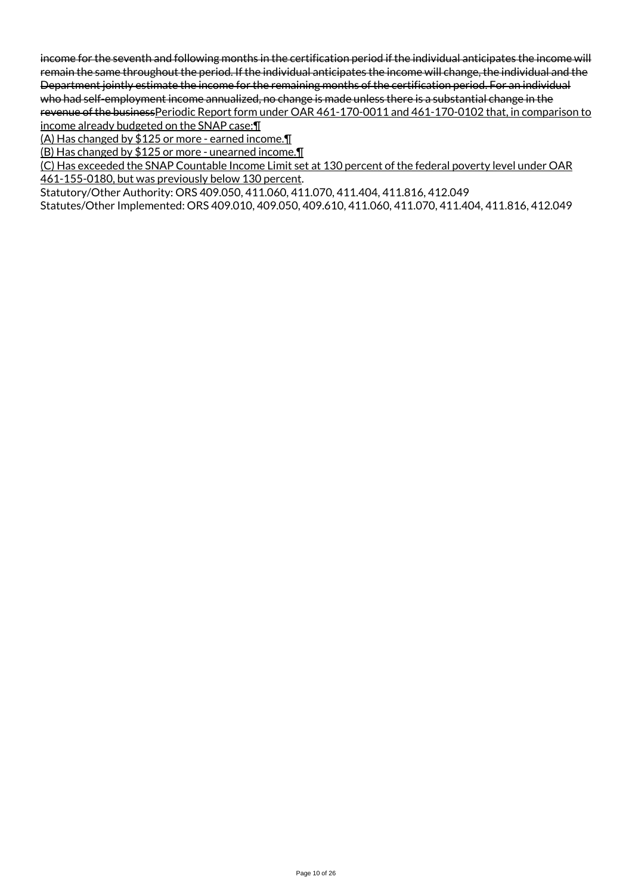~~income for the seventh and following months in the certification period if the individual anticipates the income will remain the same throughout the period. If the individual anticipates the income will change, the individual and the Department jointly estimate the income for the remaining months of the certification period. For an individual who had self-employment income annualized, no change is made unless there is a substantial change in the revenue of the business~~Periodic Report form under OAR 461-170-0011 and 461-170-0102 that, in comparison to income already budgeted on the SNAP case:¶

(A) Has changed by $125 or more - earned income.¶

(B) Has changed by $125 or more - unearned income.¶

(C) Has exceeded the SNAP Countable Income Limit set at 130 percent of the federal poverty level under OAR 461-155-0180, but was previously below 130 percent.

Statutory/Other Authority: ORS 409.050, 411.060, 411.070, 411.404, 411.816, 412.049

Statutes/Other Implemented: ORS 409.010, 409.050, 409.610, 411.060, 411.070, 411.404, 411.816, 412.049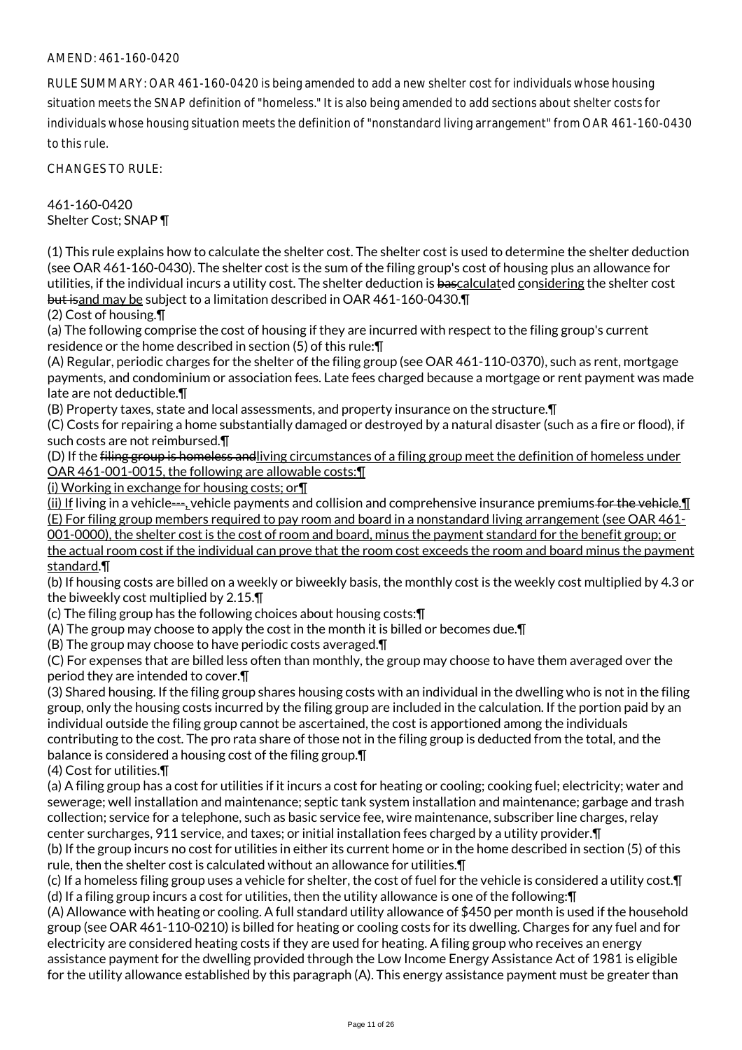AMEND: 461-160-0420

RULE SUMMARY: OAR 461-160-0420 is being amended to add a new shelter cost for individuals whose housing situation meets the SNAP definition of "homeless." It is also being amended to add sections about shelter costs for individuals whose housing situation meets the definition of "nonstandard living arrangement" from OAR 461-160-0430 to this rule.

CHANGES TO RULE:

461-160-0420
Shelter Cost; SNAP ¶

(1) This rule explains how to calculate the shelter cost. The shelter cost is used to determine the shelter deduction (see OAR 461-160-0430). The shelter cost is the sum of the filing group's cost of housing plus an allowance for utilities, if the individual incurs a utility cost. The shelter deduction is ~~bas~~calculated considering the shelter cost ~~but is~~and may be subject to a limitation described in OAR 461-160-0430.¶
(2) Cost of housing.¶
(a) The following comprise the cost of housing if they are incurred with respect to the filing group's current residence or the home described in section (5) of this rule:¶
(A) Regular, periodic charges for the shelter of the filing group (see OAR 461-110-0370), such as rent, mortgage payments, and condominium or association fees. Late fees charged because a mortgage or rent payment was made late are not deductible.¶
(B) Property taxes, state and local assessments, and property insurance on the structure.¶
(C) Costs for repairing a home substantially damaged or destroyed by a natural disaster (such as a fire or flood), if such costs are not reimbursed.¶
(D) If the ~~filing group is homeless and~~living circumstances of a filing group meet the definition of homeless under OAR 461-001-0015, the following are allowable costs:¶
(i) Working in exchange for housing costs; or¶
(ii) If living in a vehicle~~---~~, vehicle payments and collision and comprehensive insurance premiums ~~for the vehicle.~~¶
(E) For filing group members required to pay room and board in a nonstandard living arrangement (see OAR 461-001-0000), the shelter cost is the cost of room and board, minus the payment standard for the benefit group; or the actual room cost if the individual can prove that the room cost exceeds the room and board minus the payment standard.¶
(b) If housing costs are billed on a weekly or biweekly basis, the monthly cost is the weekly cost multiplied by 4.3 or the biweekly cost multiplied by 2.15.¶
(c) The filing group has the following choices about housing costs:¶
(A) The group may choose to apply the cost in the month it is billed or becomes due.¶
(B) The group may choose to have periodic costs averaged.¶
(C) For expenses that are billed less often than monthly, the group may choose to have them averaged over the period they are intended to cover.¶
(3) Shared housing. If the filing group shares housing costs with an individual in the dwelling who is not in the filing group, only the housing costs incurred by the filing group are included in the calculation. If the portion paid by an individual outside the filing group cannot be ascertained, the cost is apportioned among the individuals contributing to the cost. The pro rata share of those not in the filing group is deducted from the total, and the balance is considered a housing cost of the filing group.¶
(4) Cost for utilities.¶
(a) A filing group has a cost for utilities if it incurs a cost for heating or cooling; cooking fuel; electricity; water and sewerage; well installation and maintenance; septic tank system installation and maintenance; garbage and trash collection; service for a telephone, such as basic service fee, wire maintenance, subscriber line charges, relay center surcharges, 911 service, and taxes; or initial installation fees charged by a utility provider.¶
(b) If the group incurs no cost for utilities in either its current home or in the home described in section (5) of this rule, then the shelter cost is calculated without an allowance for utilities.¶
(c) If a homeless filing group uses a vehicle for shelter, the cost of fuel for the vehicle is considered a utility cost.¶
(d) If a filing group incurs a cost for utilities, then the utility allowance is one of the following:¶
(A) Allowance with heating or cooling. A full standard utility allowance of $450 per month is used if the household group (see OAR 461-110-0210) is billed for heating or cooling costs for its dwelling. Charges for any fuel and for electricity are considered heating costs if they are used for heating. A filing group who receives an energy assistance payment for the dwelling provided through the Low Income Energy Assistance Act of 1981 is eligible for the utility allowance established by this paragraph (A). This energy assistance payment must be greater than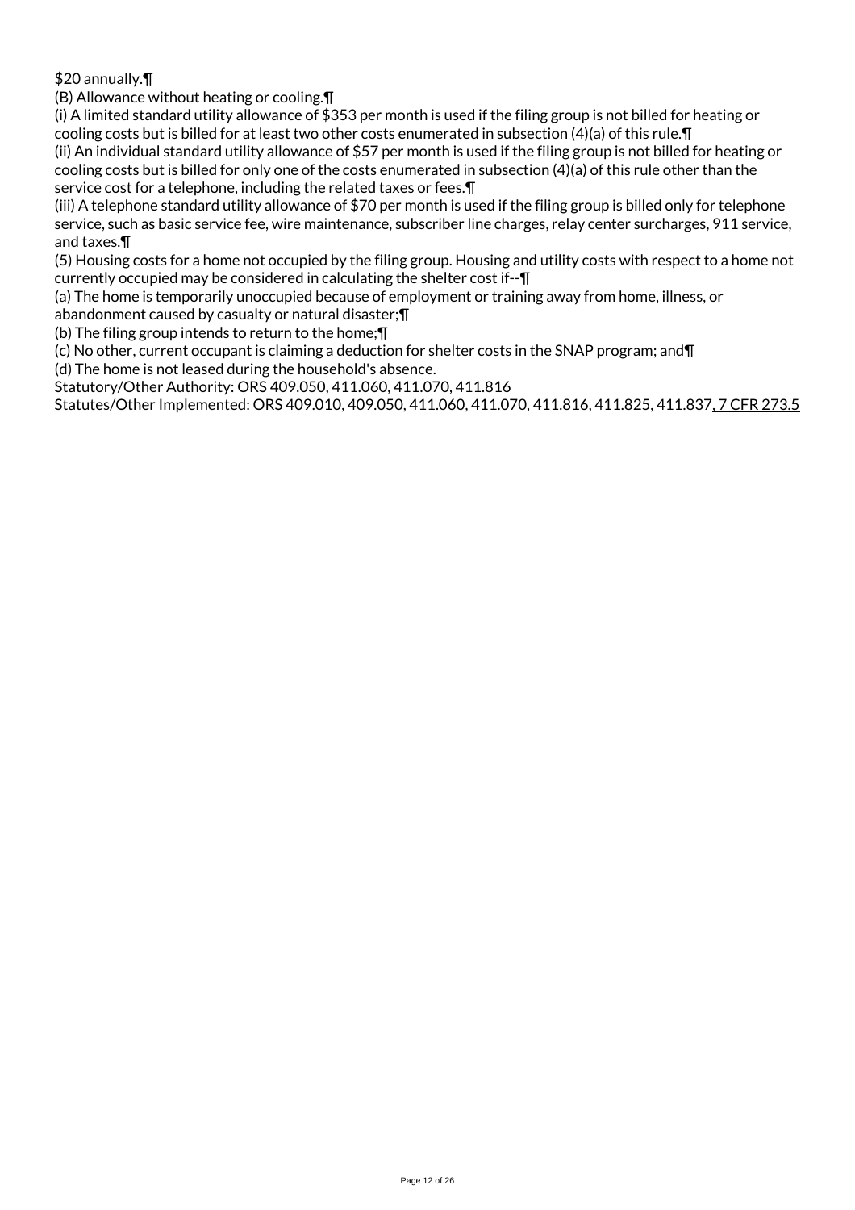$20 annually.¶

(B) Allowance without heating or cooling.¶

(i) A limited standard utility allowance of $353 per month is used if the filing group is not billed for heating or cooling costs but is billed for at least two other costs enumerated in subsection (4)(a) of this rule.¶

(ii) An individual standard utility allowance of $57 per month is used if the filing group is not billed for heating or cooling costs but is billed for only one of the costs enumerated in subsection (4)(a) of this rule other than the service cost for a telephone, including the related taxes or fees.¶

(iii) A telephone standard utility allowance of $70 per month is used if the filing group is billed only for telephone service, such as basic service fee, wire maintenance, subscriber line charges, relay center surcharges, 911 service, and taxes.¶

(5) Housing costs for a home not occupied by the filing group. Housing and utility costs with respect to a home not currently occupied may be considered in calculating the shelter cost if--¶

(a) The home is temporarily unoccupied because of employment or training away from home, illness, or abandonment caused by casualty or natural disaster;¶

(b) The filing group intends to return to the home;¶

(c) No other, current occupant is claiming a deduction for shelter costs in the SNAP program; and¶

(d) The home is not leased during the household's absence.

Statutory/Other Authority: ORS 409.050, 411.060, 411.070, 411.816

Statutes/Other Implemented: ORS 409.010, 409.050, 411.060, 411.070, 411.816, 411.825, 411.837, 7 CFR 273.5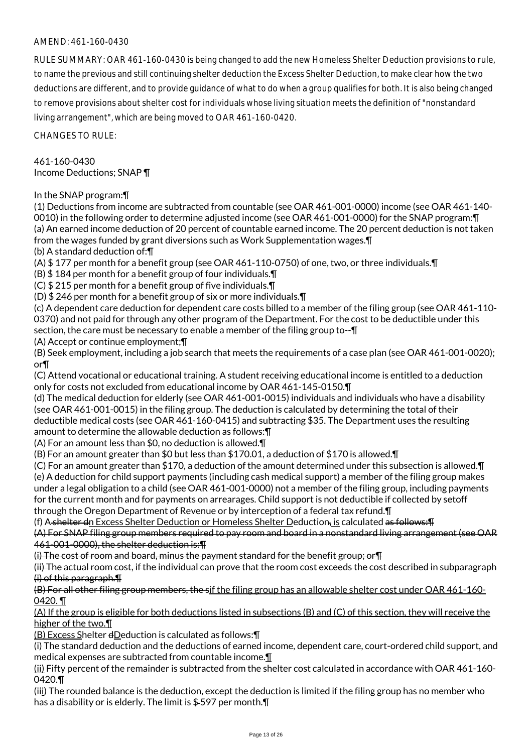AMEND: 461-160-0430

RULE SUMMARY: OAR 461-160-0430 is being changed to add the new Homeless Shelter Deduction provisions to rule, to name the previous and still continuing shelter deduction the Excess Shelter Deduction, to make clear how the two deductions are different, and to provide guidance of what to do when a group qualifies for both. It is also being changed to remove provisions about shelter cost for individuals whose living situation meets the definition of "nonstandard living arrangement", which are being moved to OAR 461-160-0420.

CHANGES TO RULE:

461-160-0430
Income Deductions; SNAP ¶

In the SNAP program:¶
(1) Deductions from income are subtracted from countable (see OAR 461-001-0000) income (see OAR 461-140-0010) in the following order to determine adjusted income (see OAR 461-001-0000) for the SNAP program:¶
(a) An earned income deduction of 20 percent of countable earned income. The 20 percent deduction is not taken from the wages funded by grant diversions such as Work Supplementation wages.¶
(b) A standard deduction of:¶
(A) $ 177 per month for a benefit group (see OAR 461-110-0750) of one, two, or three individuals.¶
(B) $ 184 per month for a benefit group of four individuals.¶
(C) $ 215 per month for a benefit group of five individuals.¶
(D) $ 246 per month for a benefit group of six or more individuals.¶
(c) A dependent care deduction for dependent care costs billed to a member of the filing group (see OAR 461-110-0370) and not paid for through any other program of the Department. For the cost to be deductible under this section, the care must be necessary to enable a member of the filing group to--¶
(A) Accept or continue employment;¶
(B) Seek employment, including a job search that meets the requirements of a case plan (see OAR 461-001-0020); or¶
(C) Attend vocational or educational training. A student receiving educational income is entitled to a deduction only for costs not excluded from educational income by OAR 461-145-0150.¶
(d) The medical deduction for elderly (see OAR 461-001-0015) individuals and individuals who have a disability (see OAR 461-001-0015) in the filing group. The deduction is calculated by determining the total of their deductible medical costs (see OAR 461-160-0415) and subtracting $35. The Department uses the resulting amount to determine the allowable deduction as follows:¶
(A) For an amount less than $0, no deduction is allowed.¶
(B) For an amount greater than $0 but less than $170.01, a deduction of $170 is allowed.¶
(C) For an amount greater than $170, a deduction of the amount determined under this subsection is allowed.¶
(e) A deduction for child support payments (including cash medical support) a member of the filing group makes under a legal obligation to a child (see OAR 461-001-0000) not a member of the filing group, including payments for the current month and for payments on arrearages. Child support is not deductible if collected by setoff through the Oregon Department of Revenue or by interception of a federal tax refund.¶
(f) A ~~shelter d~~n <u>Excess Shelter Deduction or Homeless Shelter D</u>eduction~~,~~ <u>is</u> calculated ~~as follows:¶~~
~~(A) For SNAP filing group members required to pay room and board in a nonstandard living arrangement (see OAR 461-001-0000), the shelter deduction is:¶~~
~~(i) The cost of room and board, minus the payment standard for the benefit group; or¶~~
~~(ii) The actual room cost, if the individual can prove that the room cost exceeds the cost described in subparagraph (i) of this paragraph.¶~~
~~(B) For all other filing group members, the s~~<u>if the filing group has an allowable shelter cost under OAR 461-160-0420. ¶</u>
<u>(A) If the group is eligible for both deductions listed in subsections (B) and (C) of this section, they will receive the higher of the two.¶</u>
<u>(B) Excess S</u>helter ~~d~~<u>D</u>eduction is calculated as follows:¶
(i) The standard deduction and the deductions of earned income, dependent care, court-ordered child support, and medical expenses are subtracted from countable income.<u>¶</u>
<u>(ii)</u> Fifty percent of the remainder is subtracted from the shelter cost calculated in accordance with OAR 461-160-0420.¶
(ii<u>i</u>) The rounded balance is the deduction, except the deduction is limited if the filing group has no member who has a disability or is elderly. The limit is $~~-~~597 per month.¶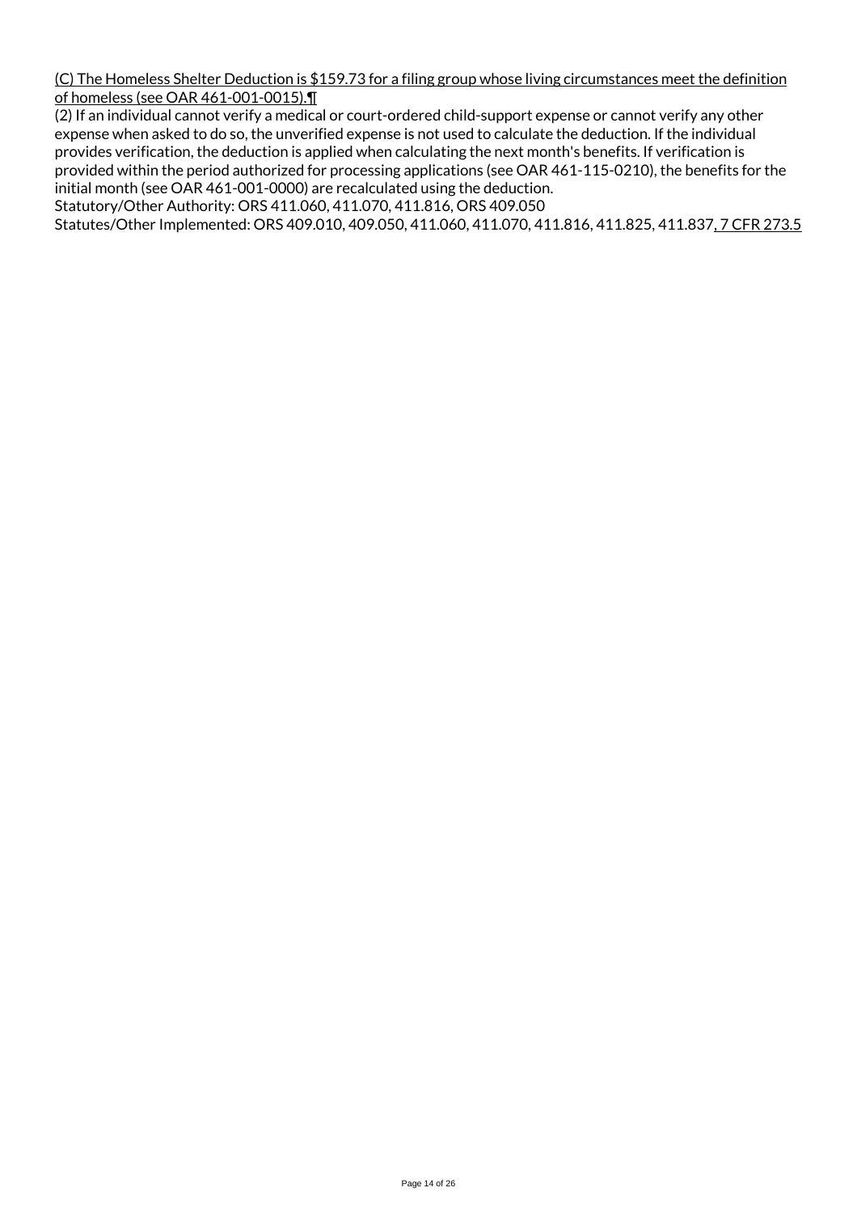(C) The Homeless Shelter Deduction is $159.73 for a filing group whose living circumstances meet the definition of homeless (see OAR 461-001-0015).¶

(2) If an individual cannot verify a medical or court-ordered child-support expense or cannot verify any other expense when asked to do so, the unverified expense is not used to calculate the deduction. If the individual provides verification, the deduction is applied when calculating the next month's benefits. If verification is provided within the period authorized for processing applications (see OAR 461-115-0210), the benefits for the initial month (see OAR 461-001-0000) are recalculated using the deduction.

Statutory/Other Authority: ORS 411.060, 411.070, 411.816, ORS 409.050

Statutes/Other Implemented: ORS 409.010, 409.050, 411.060, 411.070, 411.816, 411.825, 411.837, 7 CFR 273.5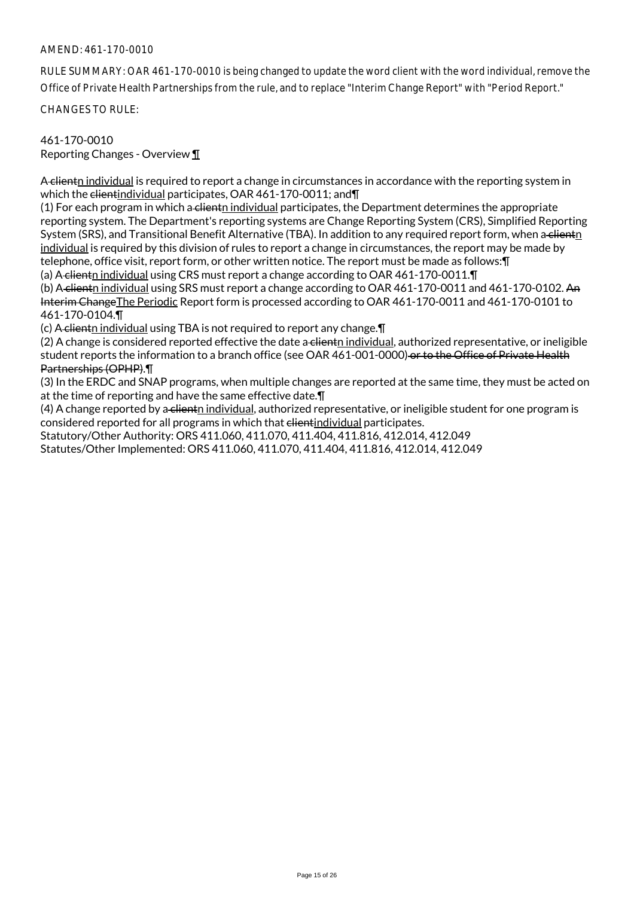AMEND: 461-170-0010

RULE SUMMARY: OAR 461-170-0010 is being changed to update the word client with the word individual, remove the Office of Private Health Partnerships from the rule, and to replace "Interim Change Report" with "Period Report."

CHANGES TO RULE:

461-170-0010
Reporting Changes - Overview ¶

A ~~client~~n individual is required to report a change in circumstances in accordance with the reporting system in which the ~~client~~individual participates, OAR 461-170-0011; and¶

(1) For each program in which a ~~client~~n individual participates, the Department determines the appropriate reporting system. The Department's reporting systems are Change Reporting System (CRS), Simplified Reporting System (SRS), and Transitional Benefit Alternative (TBA). In addition to any required report form, when a ~~client~~n individual is required by this division of rules to report a change in circumstances, the report may be made by telephone, office visit, report form, or other written notice. The report must be made as follows:¶

(a) A ~~client~~n individual using CRS must report a change according to OAR 461-170-0011.¶

(b) A ~~client~~n individual using SRS must report a change according to OAR 461-170-0011 and 461-170-0102. ~~An Interim Change~~The Periodic Report form is processed according to OAR 461-170-0011 and 461-170-0101 to 461-170-0104.¶

(c) A ~~client~~n individual using TBA is not required to report any change.¶

(2) A change is considered reported effective the date a ~~client~~n individual, authorized representative, or ineligible student reports the information to a branch office (see OAR 461-001-0000)~~ or to the Office of Private Health Partnerships (OPHP)~~.¶

(3) In the ERDC and SNAP programs, when multiple changes are reported at the same time, they must be acted on at the time of reporting and have the same effective date.¶

(4) A change reported by a ~~client~~n individual, authorized representative, or ineligible student for one program is considered reported for all programs in which that ~~client~~individual participates.

Statutory/Other Authority: ORS 411.060, 411.070, 411.404, 411.816, 412.014, 412.049
Statutes/Other Implemented: ORS 411.060, 411.070, 411.404, 411.816, 412.014, 412.049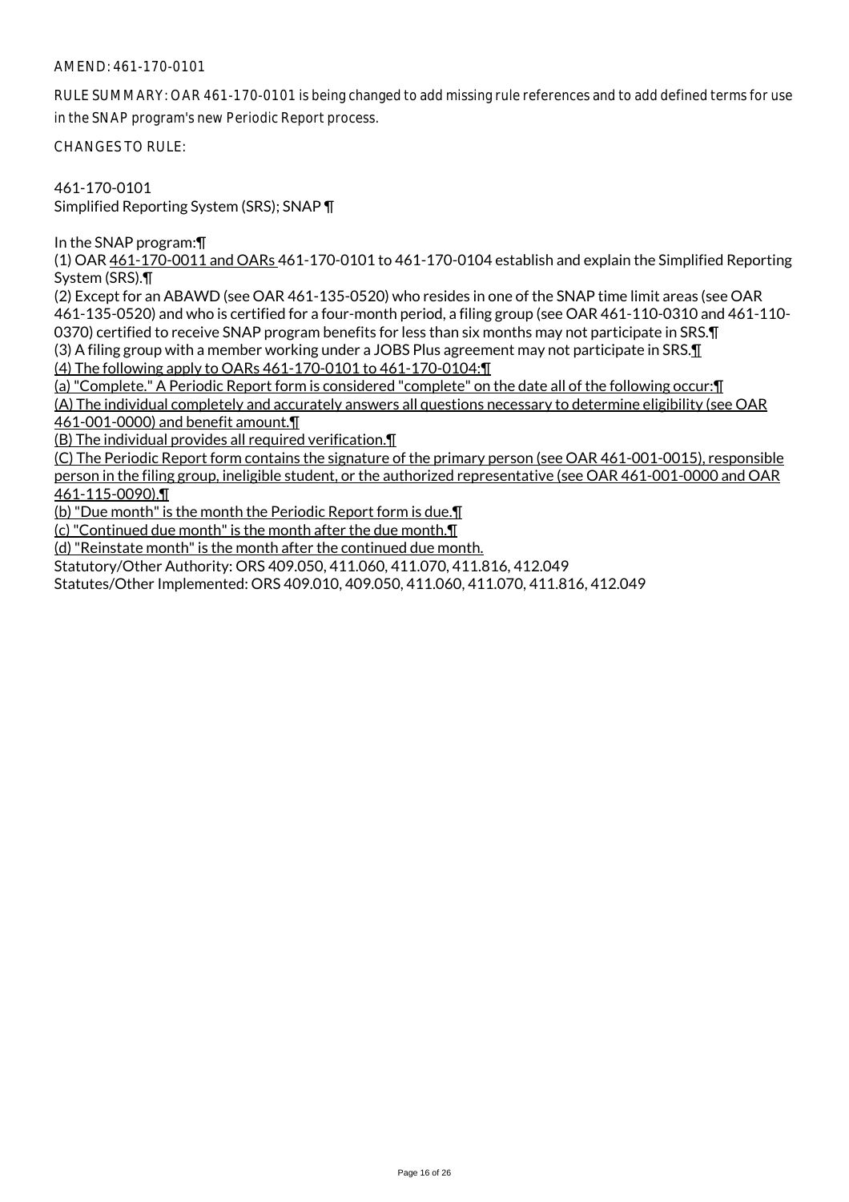AMEND: 461-170-0101

RULE SUMMARY: OAR 461-170-0101 is being changed to add missing rule references and to add defined terms for use in the SNAP program's new Periodic Report process.

CHANGES TO RULE:

461-170-0101
Simplified Reporting System (SRS); SNAP ¶

In the SNAP program:¶
(1) OAR <u>461-170-0011 and OARs </u>461-170-0101 to 461-170-0104 establish and explain the Simplified Reporting System (SRS).¶
(2) Except for an ABAWD (see OAR 461-135-0520) who resides in one of the SNAP time limit areas (see OAR 461-135-0520) and who is certified for a four-month period, a filing group (see OAR 461-110-0310 and 461-110-0370) certified to receive SNAP program benefits for less than six months may not participate in SRS.¶
(3) A filing group with a member working under a JOBS Plus agreement may not participate in SRS.<u>¶</u>
<u>(4) The following apply to OARs 461-170-0101 to 461-170-0104:¶</u>
<u>(a) "Complete." A Periodic Report form is considered "complete" on the date all of the following occur:¶</u>
<u>(A) The individual completely and accurately answers all questions necessary to determine eligibility (see OAR 461-001-0000) and benefit amount.¶</u>
<u>(B) The individual provides all required verification.¶</u>
<u>(C) The Periodic Report form contains the signature of the primary person (see OAR 461-001-0015), responsible person in the filing group, ineligible student, or the authorized representative (see OAR 461-001-0000 and OAR 461-115-0090).¶</u>
<u>(b) "Due month" is the month the Periodic Report form is due.¶</u>
<u>(c) "Continued due month" is the month after the due month.¶</u>
<u>(d) "Reinstate month" is the month after the continued due month.</u>
Statutory/Other Authority: ORS 409.050, 411.060, 411.070, 411.816, 412.049
Statutes/Other Implemented: ORS 409.010, 409.050, 411.060, 411.070, 411.816, 412.049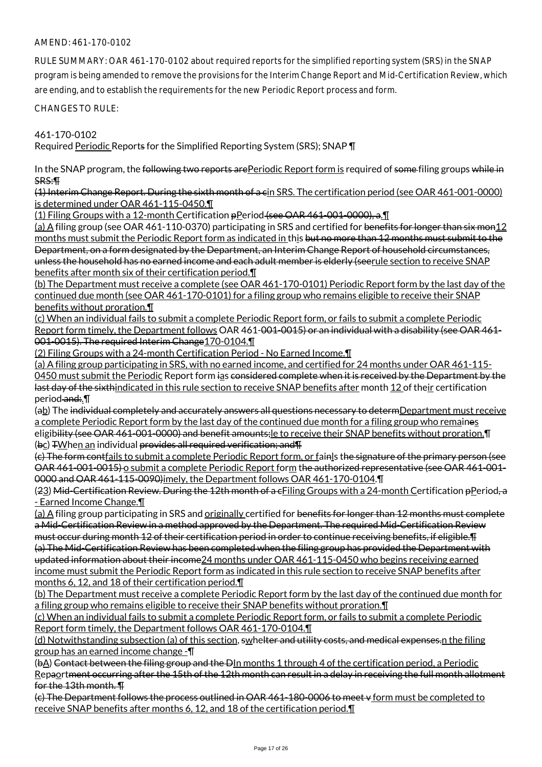AMEND: 461-170-0102

RULE SUMMARY: OAR 461-170-0102 about required reports for the simplified reporting system (SRS) in the SNAP program is being amended to remove the provisions for the Interim Change Report and Mid-Certification Review, which are ending, and to establish the requirements for the new Periodic Report process and form.

CHANGES TO RULE:

461-170-0102
Required <u>Periodic </u>Report~~s~~ for the Simplified Reporting System (SRS); SNAP ¶

In the SNAP program, the ~~following two reports are~~<u>Periodic Report form is</u> required of ~~some~~ filing groups ~~while in SRS:¶~~
~~(1) Interim Change Report. During the sixth month of a c~~<u>in SRS. The certification period (see OAR 461-001-0000) is determined under OAR 461-115-0450.¶</u>
<u>(1) Filing Groups with a 12-month C</u>ertification ~~p~~<u>P</u>eriod ~~(see OAR 461-001-0000), a.~~<u>¶</u>
<u>(a) A</u> filing group (see OAR 461-110-0370) participating in SRS and certified for ~~benefits for longer than six mon~~<u>12 months must submit the Periodic Report form as indicated in </u>th<u>i</u>s ~~but no more than 12 months must submit to the Department, on a form designated by the Department, an Interim Change Report of household circumstances, unless the household has no earned income and each adult member is elderly (see~~<u>rule section to receive SNAP benefits after month six of their certification period.¶</u>
<u>(b) The Department must receive a complete (see OAR 461-170-0101) Periodic Report form by the last day of the continued due month (see OAR 461-170-0101) for a filing group who remains eligible to receive their SNAP benefits without proration.¶</u>
<u>(c) When an individual fails to submit a complete Periodic Report form, or fails to submit a complete Periodic Report form timely, the Department follows</u> OAR 461-~~001-0015) or an individual with a disability (see OAR 461-001-0015). The required Interim Change~~<u>170-0104.¶</u>
<u>(2) Filing Groups with a 24-month Certification Period - No Earned Income.¶</u>
<u>(a) A filing group participating in SRS, with no earned income, and certified for 24 months under OAR 461-115-0450 must submit the Periodic</u> Report form ~~i~~<u>a</u>s ~~considered complete when it is received by the Department by the last day of the sixth~~<u>indicated in this rule section to receive SNAP benefits after</u> month <u>12 </u>of the<u>ir</u> certification period~~and:~~<u>.</u>¶
(~~a~~<u>b</u>) The ~~individual completely and accurately answers all questions necessary to determ~~<u>Department must receive a complete Periodic Report form by the last day of the continued due month for a filing group who remain</u>~~e~~s eligib~~ility (see OAR 461-001-0000) and benefit amounts;~~<u>le to receive their SNAP benefits without proration.¶</u>
(~~b~~<u>c</u>) ~~T~~<u>When an</u> individual ~~provides all required verification; and¶~~
~~(c) The form cont~~<u>fails to submit a complete Periodic Report form, or fai</u>~~n~~<u>l</u>s t~~he signature of the primary person (see OAR 461-001-0015) o~~<u>o submit a complete Periodic Report for</u>m ~~the authorized representative (see OAR 461-001-0000 and OAR 461-115-0090)~~<u>timely, the Department follows OAR 461-170-0104.</u>¶
(~~2~~<u>3</u>) ~~Mid-Certification Review. During the 12th month of a c~~<u>Filing Groups with a 24-month C</u>ertification ~~p~~<u>P</u>eriod~~, a~~<u> - Earned Income Change.¶</u>
<u>(a) A</u> filing group participating in SRS and <u>originally </u>certified for ~~benefits for longer than 12 months must complete a Mid-Certification Review in a method approved by the Department. The required Mid-Certification Review must occur during month 12 of their certification period in order to continue receiving benefits, if eligible.¶~~
~~(a) The Mid-Certification Review has been completed when the filing group has provided the Department with updated information about their income~~<u>24 months under OAR 461-115-0450 who begins receiving earned income must submit the Periodic Report form as indicated in this rule section to receive SNAP benefits after months 6, 12, and 18 of their certification period.¶</u>
<u>(b) The Department must receive a complete Periodic Report form by the last day of the continued due month for a filing group who remains eligible to receive their SNAP benefits without proration.¶</u>
<u>(c) When an individual fails to submit a complete Periodic Report form, or fails to submit a complete Periodic Report form timely, the Department follows OAR 461-170-0104.¶</u>
<u>(d) Notwithstanding subsection (a) of this section, </u>~~s~~<u>w</u>he~~lter and utility costs, and medical expenses.~~<u>n the filing group has an earned income change -¶</u>
(~~b~~<u>A</u>) ~~Contact between the filing group and the D~~<u>In months 1 through 4 of the certification period, a Periodic R</u>ep~~a~~<u>o</u>rt~~ment occurring after the 15th of the 12th month can result in a delay in receiving the full month allotment for the 13th month. ¶~~
~~(c) The Department follows the process outlined in OAR 461-180-0006 to meet v~~<u> form must be completed to receive SNAP benefits after months 6, 12, and 18 of the certification period.¶</u>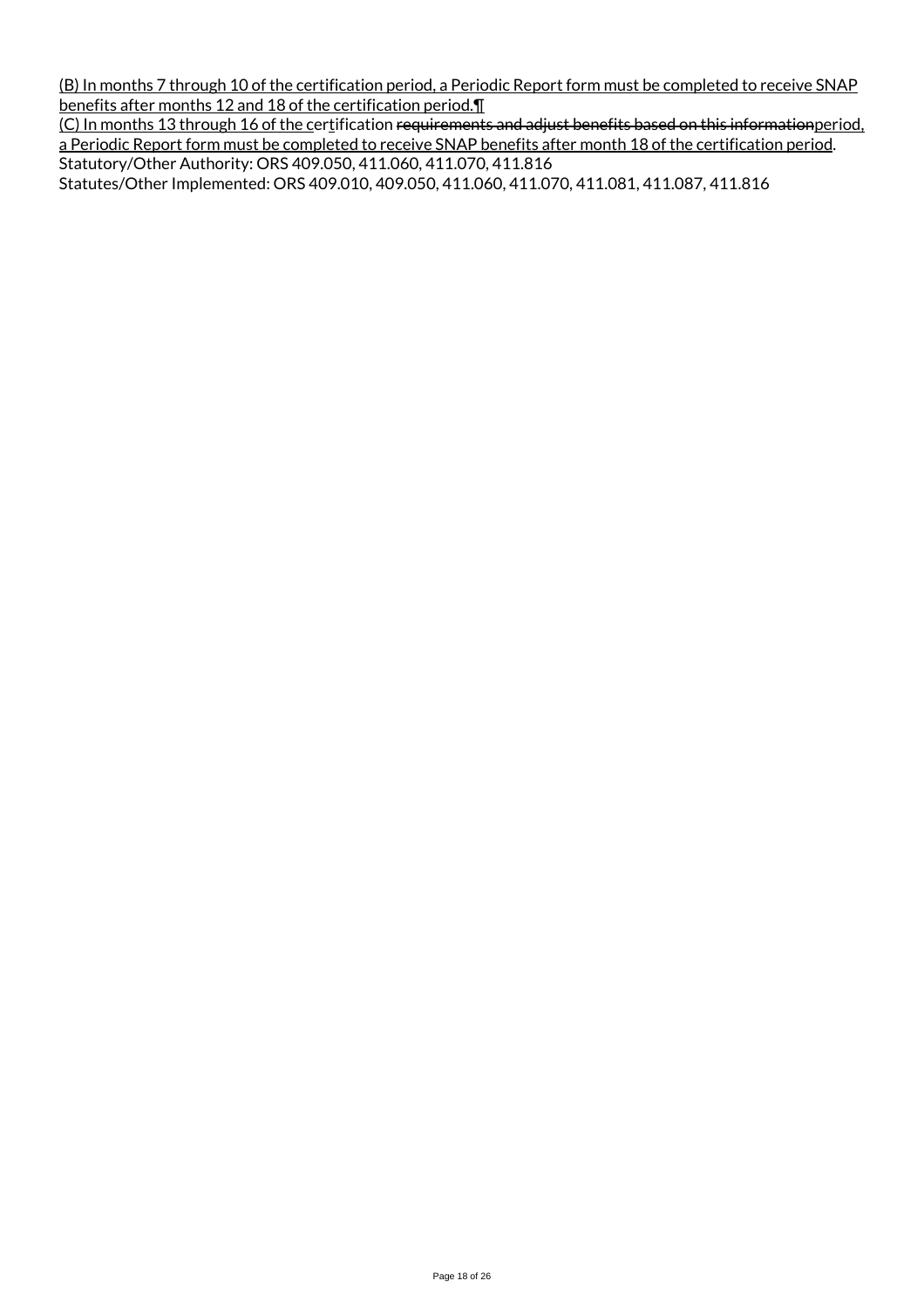(B) In months 7 through 10 of the certification period, a Periodic Report form must be completed to receive SNAP benefits after months 12 and 18 of the certification period.¶
(C) In months 13 through 16 of the certification ~~requirements and adjust benefits based on this information~~period, a Periodic Report form must be completed to receive SNAP benefits after month 18 of the certification period.
Statutory/Other Authority: ORS 409.050, 411.060, 411.070, 411.816
Statutes/Other Implemented: ORS 409.010, 409.050, 411.060, 411.070, 411.081, 411.087, 411.816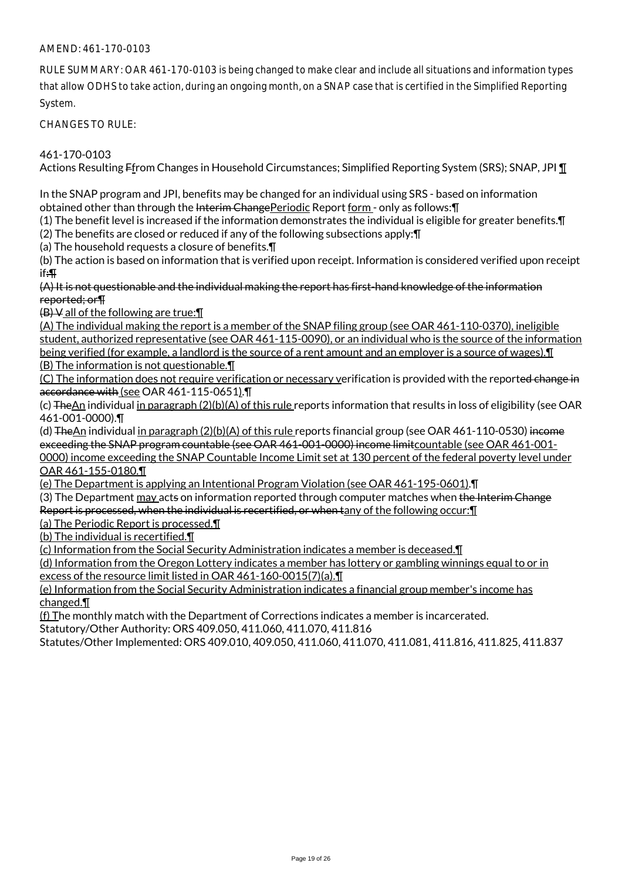AMEND: 461-170-0103

RULE SUMMARY: OAR 461-170-0103 is being changed to make clear and include all situations and information types that allow ODHS to take action, during an ongoing month, on a SNAP case that is certified in the Simplified Reporting System.

CHANGES TO RULE:

461-170-0103
Actions Resulting Ffrom Changes in Household Circumstances; Simplified Reporting System (SRS); SNAP, JPI ¶

In the SNAP program and JPI, benefits may be changed for an individual using SRS - based on information obtained other than through the Interim ChangePeriodic Report form - only as follows:¶
(1) The benefit level is increased if the information demonstrates the individual is eligible for greater benefits.¶
(2) The benefits are closed or reduced if any of the following subsections apply:¶
(a) The household requests a closure of benefits.¶
(b) The action is based on information that is verified upon receipt. Information is considered verified upon receipt if:¶
(A) It is not questionable and the individual making the report has first-hand knowledge of the information reported; or¶
(B) V all of the following are true:¶
(A) The individual making the report is a member of the SNAP filing group (see OAR 461-110-0370), ineligible student, authorized representative (see OAR 461-115-0090), or an individual who is the source of the information being verified (for example, a landlord is the source of a rent amount and an employer is a source of wages).¶
(B) The information is not questionable.¶
(C) The information does not require verification or necessary verification is provided with the reported change in accordance with (see OAR 461-115-0651).¶
(c) TheAn individual in paragraph (2)(b)(A) of this rule reports information that results in loss of eligibility (see OAR 461-001-0000).¶
(d) TheAn individual in paragraph (2)(b)(A) of this rule reports financial group (see OAR 461-110-0530) income exceeding the SNAP program countable (see OAR 461-001-0000) income limitcountable (see OAR 461-001-0000) income exceeding the SNAP Countable Income Limit set at 130 percent of the federal poverty level under OAR 461-155-0180.¶
(e) The Department is applying an Intentional Program Violation (see OAR 461-195-0601).¶
(3) The Department may acts on information reported through computer matches when the Interim Change Report is processed, when the individual is recertified, or when tany of the following occur:¶
(a) The Periodic Report is processed.¶
(b) The individual is recertified.¶
(c) Information from the Social Security Administration indicates a member is deceased.¶
(d) Information from the Oregon Lottery indicates a member has lottery or gambling winnings equal to or in excess of the resource limit listed in OAR 461-160-0015(7)(a).¶
(e) Information from the Social Security Administration indicates a financial group member's income has changed.¶
(f) The monthly match with the Department of Corrections indicates a member is incarcerated.
Statutory/Other Authority: ORS 409.050, 411.060, 411.070, 411.816
Statutes/Other Implemented: ORS 409.010, 409.050, 411.060, 411.070, 411.081, 411.816, 411.825, 411.837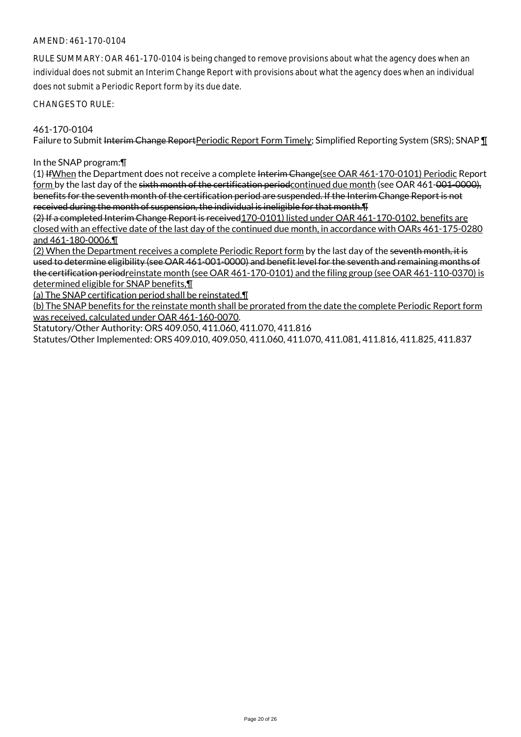AMEND: 461-170-0104

RULE SUMMARY: OAR 461-170-0104 is being changed to remove provisions about what the agency does when an individual does not submit an Interim Change Report with provisions about what the agency does when an individual does not submit a Periodic Report form by its due date.

CHANGES TO RULE:

461-170-0104
Failure to Submit ~~Interim Change Report~~Periodic Report Form Timely; Simplified Reporting System (SRS); SNAP ¶

In the SNAP program:¶

(1) ~~If~~When the Department does not receive a complete ~~Interim Change~~(see OAR 461-170-0101) Periodic Report form by the last day of the ~~sixth month of the certification period~~continued due month (see OAR 461-~~001-0000), benefits for the seventh month of the certification period are suspended. If the Interim Change Report is not received during the month of suspension, the individual is ineligible for that month.¶~~
~~(2) If a completed Interim Change Report is received~~170-0101) listed under OAR 461-170-0102, benefits are closed with an effective date of the last day of the continued due month, in accordance with OARs 461-175-0280 and 461-180-0006.¶
(2) When the Department receives a complete Periodic Report form by the last day of the ~~seventh month, it is used to determine eligibility (see OAR 461-001-0000) and benefit level for the seventh and remaining months of the certification period~~reinstate month (see OAR 461-170-0101) and the filing group (see OAR 461-110-0370) is determined eligible for SNAP benefits,¶
(a) The SNAP certification period shall be reinstated.¶
(b) The SNAP benefits for the reinstate month shall be prorated from the date the complete Periodic Report form was received, calculated under OAR 461-160-0070.
Statutory/Other Authority: ORS 409.050, 411.060, 411.070, 411.816
Statutes/Other Implemented: ORS 409.010, 409.050, 411.060, 411.070, 411.081, 411.816, 411.825, 411.837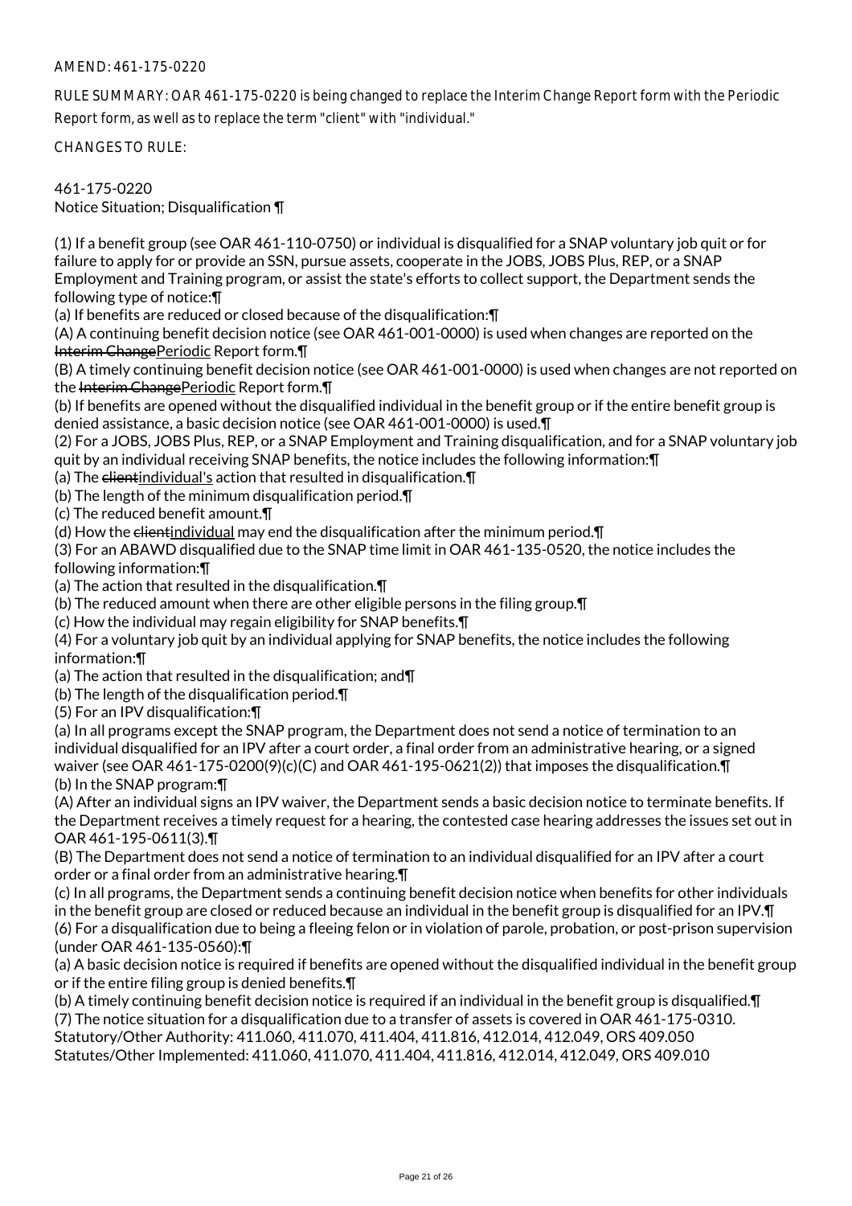AMEND: 461-175-0220

RULE SUMMARY: OAR 461-175-0220 is being changed to replace the Interim Change Report form with the Periodic Report form, as well as to replace the term "client" with "individual."

CHANGES TO RULE:

461-175-0220
Notice Situation; Disqualification ¶

(1) If a benefit group (see OAR 461-110-0750) or individual is disqualified for a SNAP voluntary job quit or for failure to apply for or provide an SSN, pursue assets, cooperate in the JOBS, JOBS Plus, REP, or a SNAP Employment and Training program, or assist the state's efforts to collect support, the Department sends the following type of notice:¶
(a) If benefits are reduced or closed because of the disqualification:¶
(A) A continuing benefit decision notice (see OAR 461-001-0000) is used when changes are reported on the ~~Interim Change~~Periodic Report form.¶
(B) A timely continuing benefit decision notice (see OAR 461-001-0000) is used when changes are not reported on the ~~Interim Change~~Periodic Report form.¶
(b) If benefits are opened without the disqualified individual in the benefit group or if the entire benefit group is denied assistance, a basic decision notice (see OAR 461-001-0000) is used.¶
(2) For a JOBS, JOBS Plus, REP, or a SNAP Employment and Training disqualification, and for a SNAP voluntary job quit by an individual receiving SNAP benefits, the notice includes the following information:¶
(a) The ~~client~~individual's action that resulted in disqualification.¶
(b) The length of the minimum disqualification period.¶
(c) The reduced benefit amount.¶
(d) How the ~~client~~individual may end the disqualification after the minimum period.¶
(3) For an ABAWD disqualified due to the SNAP time limit in OAR 461-135-0520, the notice includes the following information:¶
(a) The action that resulted in the disqualification.¶
(b) The reduced amount when there are other eligible persons in the filing group.¶
(c) How the individual may regain eligibility for SNAP benefits.¶
(4) For a voluntary job quit by an individual applying for SNAP benefits, the notice includes the following information:¶
(a) The action that resulted in the disqualification; and¶
(b) The length of the disqualification period.¶
(5) For an IPV disqualification:¶
(a) In all programs except the SNAP program, the Department does not send a notice of termination to an individual disqualified for an IPV after a court order, a final order from an administrative hearing, or a signed waiver (see OAR 461-175-0200(9)(c)(C) and OAR 461-195-0621(2)) that imposes the disqualification.¶
(b) In the SNAP program:¶
(A) After an individual signs an IPV waiver, the Department sends a basic decision notice to terminate benefits. If the Department receives a timely request for a hearing, the contested case hearing addresses the issues set out in OAR 461-195-0611(3).¶
(B) The Department does not send a notice of termination to an individual disqualified for an IPV after a court order or a final order from an administrative hearing.¶
(c) In all programs, the Department sends a continuing benefit decision notice when benefits for other individuals in the benefit group are closed or reduced because an individual in the benefit group is disqualified for an IPV.¶
(6) For a disqualification due to being a fleeing felon or in violation of parole, probation, or post-prison supervision (under OAR 461-135-0560):¶
(a) A basic decision notice is required if benefits are opened without the disqualified individual in the benefit group or if the entire filing group is denied benefits.¶
(b) A timely continuing benefit decision notice is required if an individual in the benefit group is disqualified.¶
(7) The notice situation for a disqualification due to a transfer of assets is covered in OAR 461-175-0310.
Statutory/Other Authority: 411.060, 411.070, 411.404, 411.816, 412.014, 412.049, ORS 409.050
Statutes/Other Implemented: 411.060, 411.070, 411.404, 411.816, 412.014, 412.049, ORS 409.010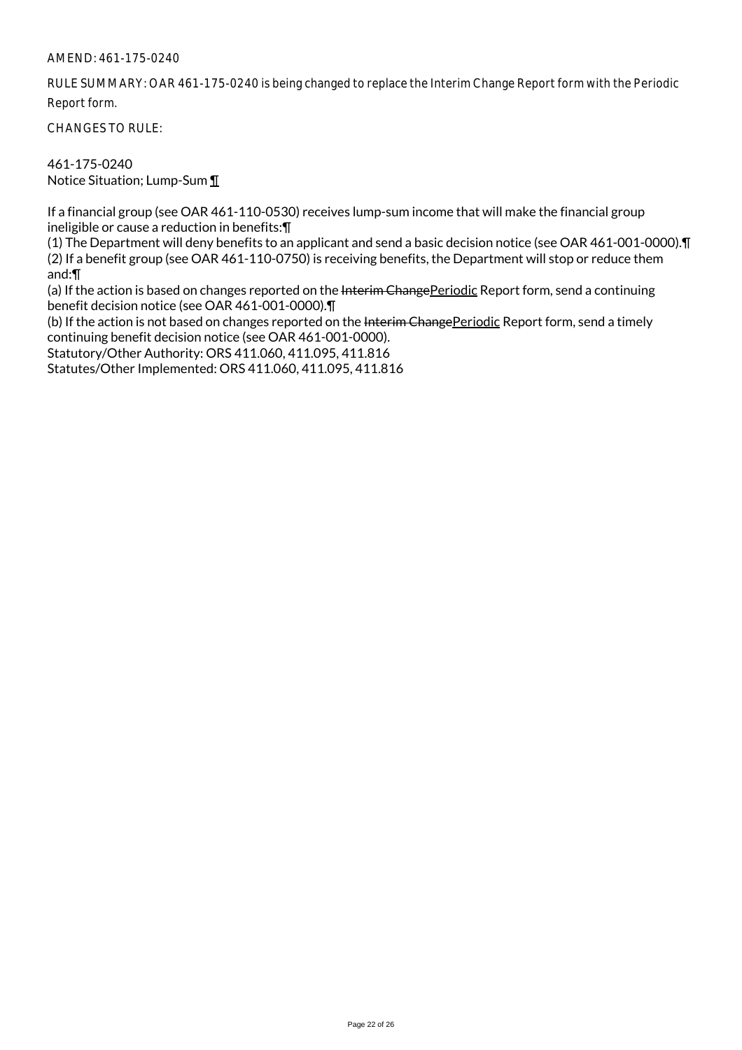AMEND: 461-175-0240

RULE SUMMARY: OAR 461-175-0240 is being changed to replace the Interim Change Report form with the Periodic Report form.

CHANGES TO RULE:

461-175-0240
Notice Situation; Lump-Sum ¶

If a financial group (see OAR 461-110-0530) receives lump-sum income that will make the financial group ineligible or cause a reduction in benefits:¶
(1) The Department will deny benefits to an applicant and send a basic decision notice (see OAR 461-001-0000).¶
(2) If a benefit group (see OAR 461-110-0750) is receiving benefits, the Department will stop or reduce them and:¶
(a) If the action is based on changes reported on the ~~Interim Change~~Periodic Report form, send a continuing benefit decision notice (see OAR 461-001-0000).¶
(b) If the action is not based on changes reported on the ~~Interim Change~~Periodic Report form, send a timely continuing benefit decision notice (see OAR 461-001-0000).
Statutory/Other Authority: ORS 411.060, 411.095, 411.816
Statutes/Other Implemented: ORS 411.060, 411.095, 411.816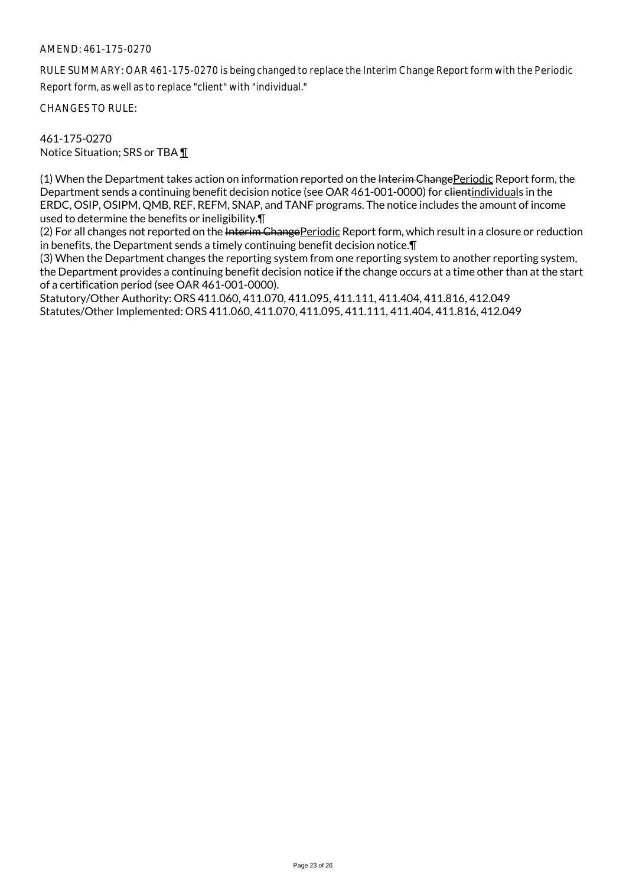AMEND: 461-175-0270

RULE SUMMARY: OAR 461-175-0270 is being changed to replace the Interim Change Report form with the Periodic Report form, as well as to replace "client" with "individual."

CHANGES TO RULE:

461-175-0270
Notice Situation; SRS or TBA ¶

(1) When the Department takes action on information reported on the ~~Interim Change~~Periodic Report form, the Department sends a continuing benefit decision notice (see OAR 461-001-0000) for ~~client~~individuals in the ERDC, OSIP, OSIPM, QMB, REF, REFM, SNAP, and TANF programs. The notice includes the amount of income used to determine the benefits or ineligibility.¶
(2) For all changes not reported on the ~~Interim Change~~Periodic Report form, which result in a closure or reduction in benefits, the Department sends a timely continuing benefit decision notice.¶
(3) When the Department changes the reporting system from one reporting system to another reporting system, the Department provides a continuing benefit decision notice if the change occurs at a time other than at the start of a certification period (see OAR 461-001-0000).
Statutory/Other Authority: ORS 411.060, 411.070, 411.095, 411.111, 411.404, 411.816, 412.049
Statutes/Other Implemented: ORS 411.060, 411.070, 411.095, 411.111, 411.404, 411.816, 412.049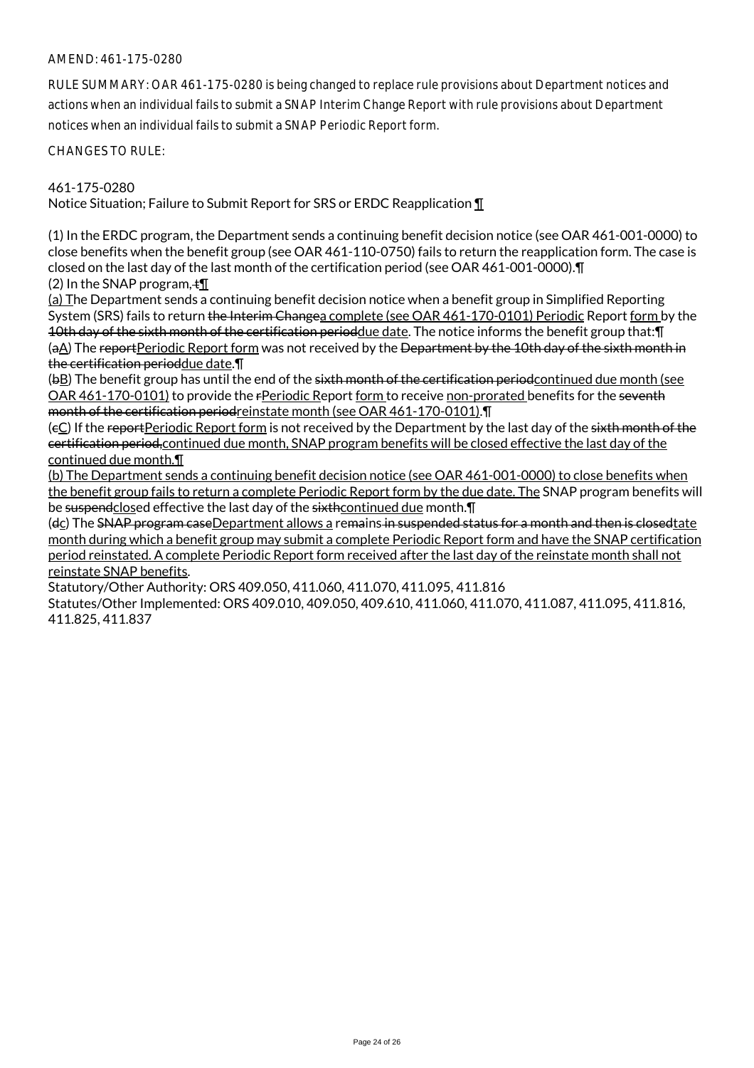AMEND: 461-175-0280

RULE SUMMARY: OAR 461-175-0280 is being changed to replace rule provisions about Department notices and actions when an individual fails to submit a SNAP Interim Change Report with rule provisions about Department notices when an individual fails to submit a SNAP Periodic Report form.

CHANGES TO RULE:

461-175-0280
Notice Situation; Failure to Submit Report for SRS or ERDC Reapplication ¶

(1) In the ERDC program, the Department sends a continuing benefit decision notice (see OAR 461-001-0000) to close benefits when the benefit group (see OAR 461-110-0750) fails to return the reapplication form. The case is closed on the last day of the last month of the certification period (see OAR 461-001-0000).¶
(2) In the SNAP program, t¶
(a) The Department sends a continuing benefit decision notice when a benefit group in Simplified Reporting System (SRS) fails to return the Interim Changea complete (see OAR 461-170-0101) Periodic Report form by the 10th day of the sixth month of the certification perioddue date. The notice informs the benefit group that:¶
(aA) The reportPeriodic Report form was not received by the Department by the 10th day of the sixth month in the certification perioddue date.¶
(bB) The benefit group has until the end of the sixth month of the certification periodcontinued due month (see OAR 461-170-0101) to provide the rPeriodic Report form to receive non-prorated benefits for the seventh month of the certification periodreinstate month (see OAR 461-170-0101).¶
(cC) If the reportPeriodic Report form is not received by the Department by the last day of the sixth month of the certification period,continued due month, SNAP program benefits will be closed effective the last day of the continued due month.¶
(b) The Department sends a continuing benefit decision notice (see OAR 461-001-0000) to close benefits when the benefit group fails to return a complete Periodic Report form by the due date. The SNAP program benefits will be suspendclosed effective the last day of the sixthcontinued due month.¶
(dc) The SNAP program caseDepartment allows a remains in suspended status for a month and then is closedtate month during which a benefit group may submit a complete Periodic Report form and have the SNAP certification period reinstated. A complete Periodic Report form received after the last day of the reinstate month shall not reinstate SNAP benefits.
Statutory/Other Authority: ORS 409.050, 411.060, 411.070, 411.095, 411.816
Statutes/Other Implemented: ORS 409.010, 409.050, 409.610, 411.060, 411.070, 411.087, 411.095, 411.816, 411.825, 411.837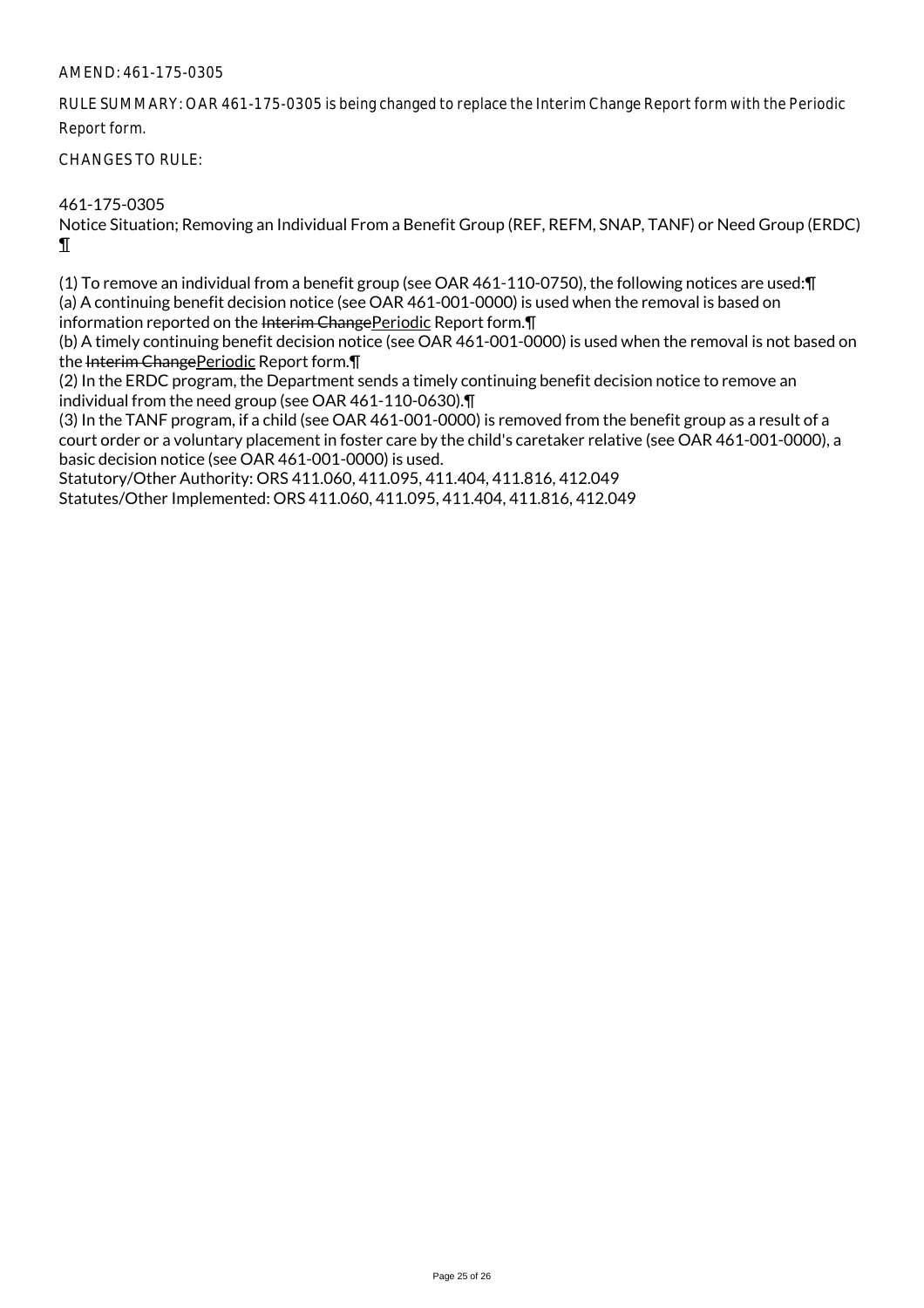AMEND: 461-175-0305

RULE SUMMARY: OAR 461-175-0305 is being changed to replace the Interim Change Report form with the Periodic Report form.

CHANGES TO RULE:

461-175-0305
Notice Situation; Removing an Individual From a Benefit Group (REF, REFM, SNAP, TANF) or Need Group (ERDC) ¶

(1) To remove an individual from a benefit group (see OAR 461-110-0750), the following notices are used:¶
(a) A continuing benefit decision notice (see OAR 461-001-0000) is used when the removal is based on information reported on the ~~Interim Change~~<u>Periodic</u> Report form.¶
(b) A timely continuing benefit decision notice (see OAR 461-001-0000) is used when the removal is not based on the ~~Interim Change~~<u>Periodic</u> Report form.¶
(2) In the ERDC program, the Department sends a timely continuing benefit decision notice to remove an individual from the need group (see OAR 461-110-0630).¶
(3) In the TANF program, if a child (see OAR 461-001-0000) is removed from the benefit group as a result of a court order or a voluntary placement in foster care by the child's caretaker relative (see OAR 461-001-0000), a basic decision notice (see OAR 461-001-0000) is used.
Statutory/Other Authority: ORS 411.060, 411.095, 411.404, 411.816, 412.049
Statutes/Other Implemented: ORS 411.060, 411.095, 411.404, 411.816, 412.049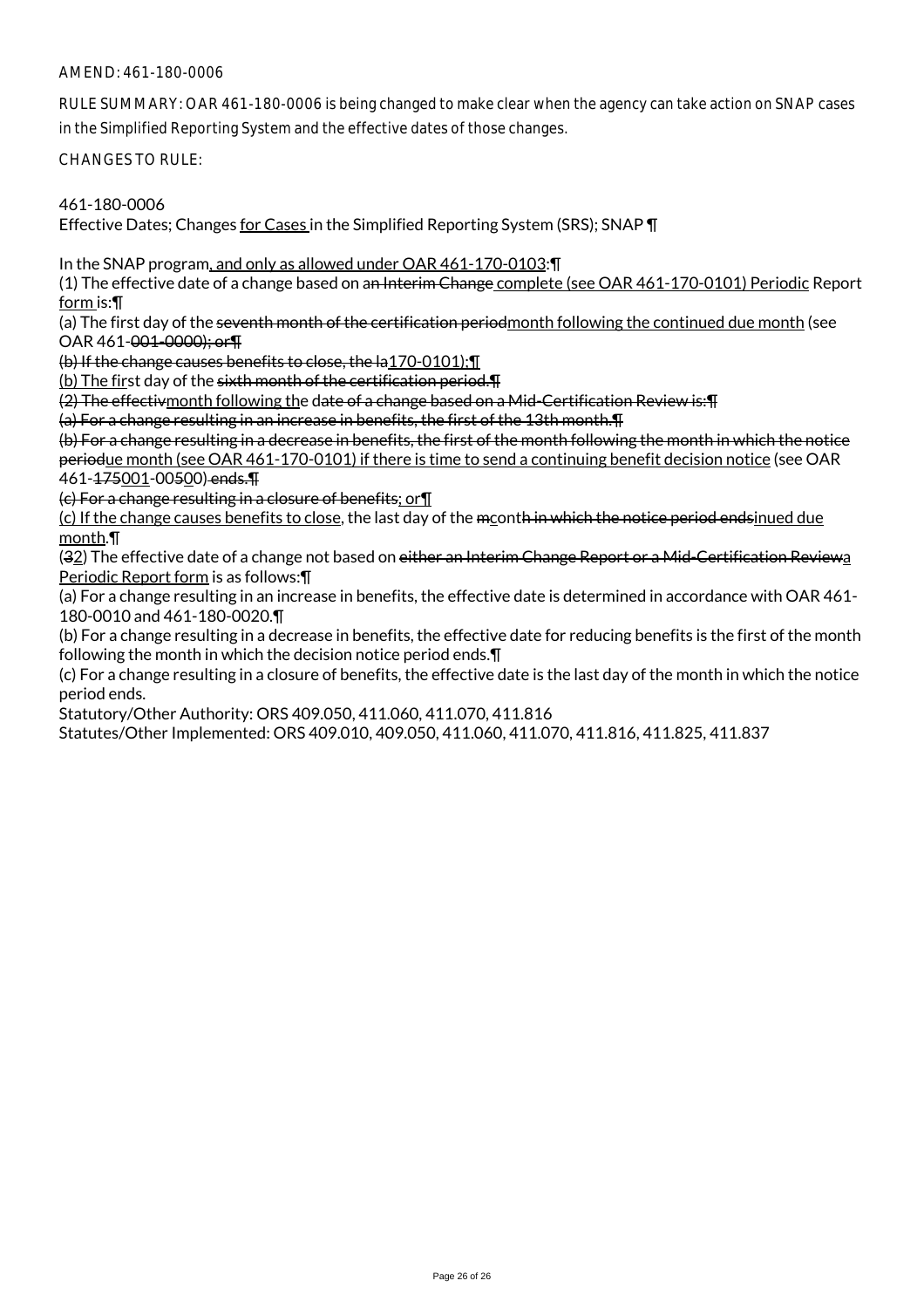AMEND: 461-180-0006

RULE SUMMARY: OAR 461-180-0006 is being changed to make clear when the agency can take action on SNAP cases in the Simplified Reporting System and the effective dates of those changes.

CHANGES TO RULE:

461-180-0006
Effective Dates; Changes for Cases in the Simplified Reporting System (SRS); SNAP ¶

In the SNAP program, and only as allowed under OAR 461-170-0103:¶
(1) The effective date of a change based on an Interim Change complete (see OAR 461-170-0101) Periodic Report form is:¶
(a) The first day of the seventh month of the certification periodmonth following the continued due month (see OAR 461-001-0000); or¶
(b) If the change causes benefits to close, the la170-0101);¶
(b) The first day of the sixth month of the certification period.¶
(2) The effectivmonth following the date of a change based on a Mid-Certification Review is:¶
(a) For a change resulting in an increase in benefits, the first of the 13th month.¶
(b) For a change resulting in a decrease in benefits, the first of the month following the month in which the notice periodue month (see OAR 461-170-0101) if there is time to send a continuing benefit decision notice (see OAR 461-175001-00500) ends.¶
(c) For a change resulting in a closure of benefits; or¶
(c) If the change causes benefits to close, the last day of the mconth in which the notice period endsinued due month.¶
(32) The effective date of a change not based on either an Interim Change Report or a Mid-Certification Reviewa Periodic Report form is as follows:¶
(a) For a change resulting in an increase in benefits, the effective date is determined in accordance with OAR 461-180-0010 and 461-180-0020.¶
(b) For a change resulting in a decrease in benefits, the effective date for reducing benefits is the first of the month following the month in which the decision notice period ends.¶
(c) For a change resulting in a closure of benefits, the effective date is the last day of the month in which the notice period ends.
Statutory/Other Authority: ORS 409.050, 411.060, 411.070, 411.816
Statutes/Other Implemented: ORS 409.010, 409.050, 411.060, 411.070, 411.816, 411.825, 411.837